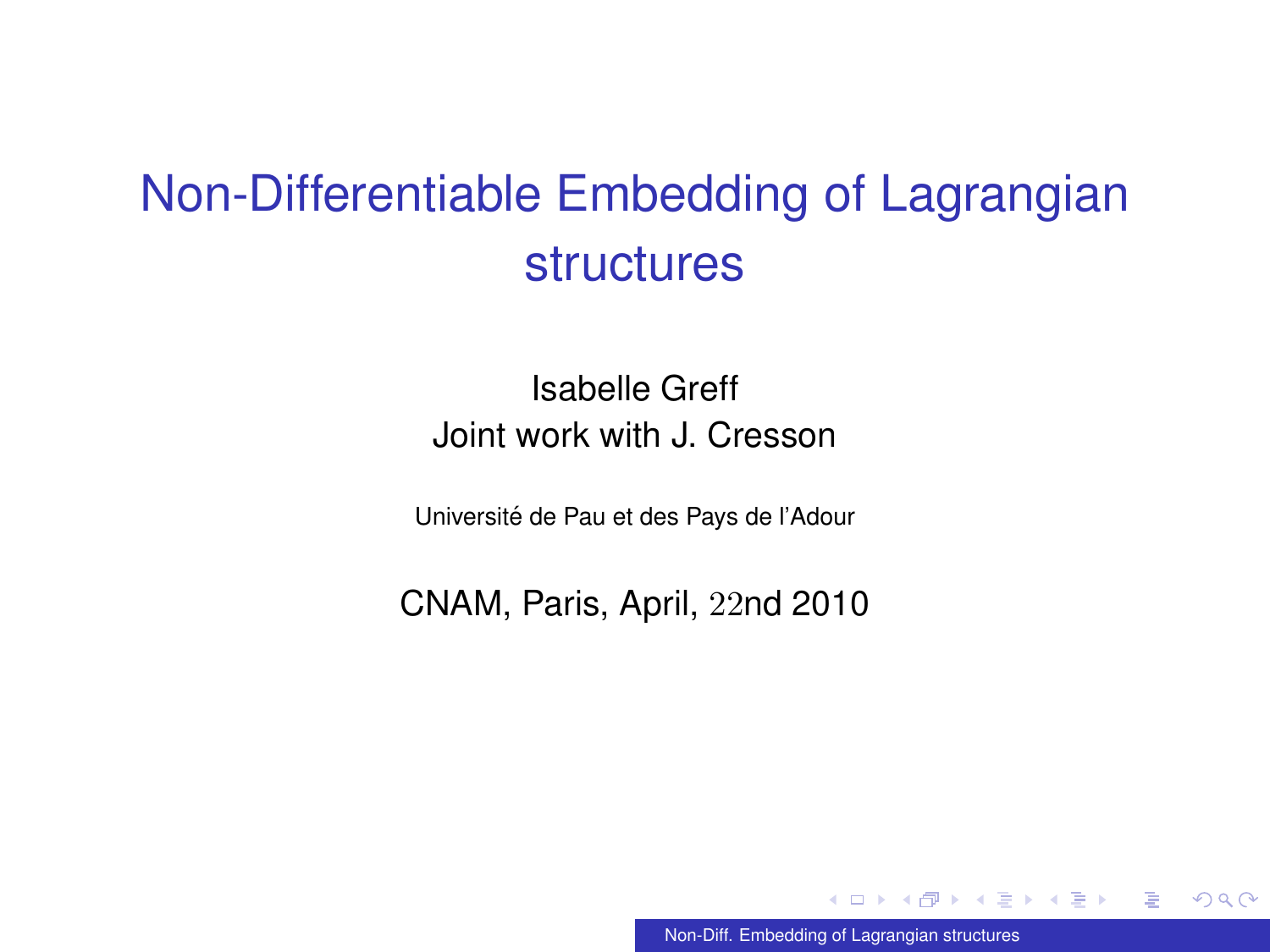# Non-Differentiable Embedding of Lagrangian structures

Isabelle Greff
Joint work with J. Cresson

Université de Pau et des Pays de l'Adour

CNAM, Paris, April, $22$nd 2010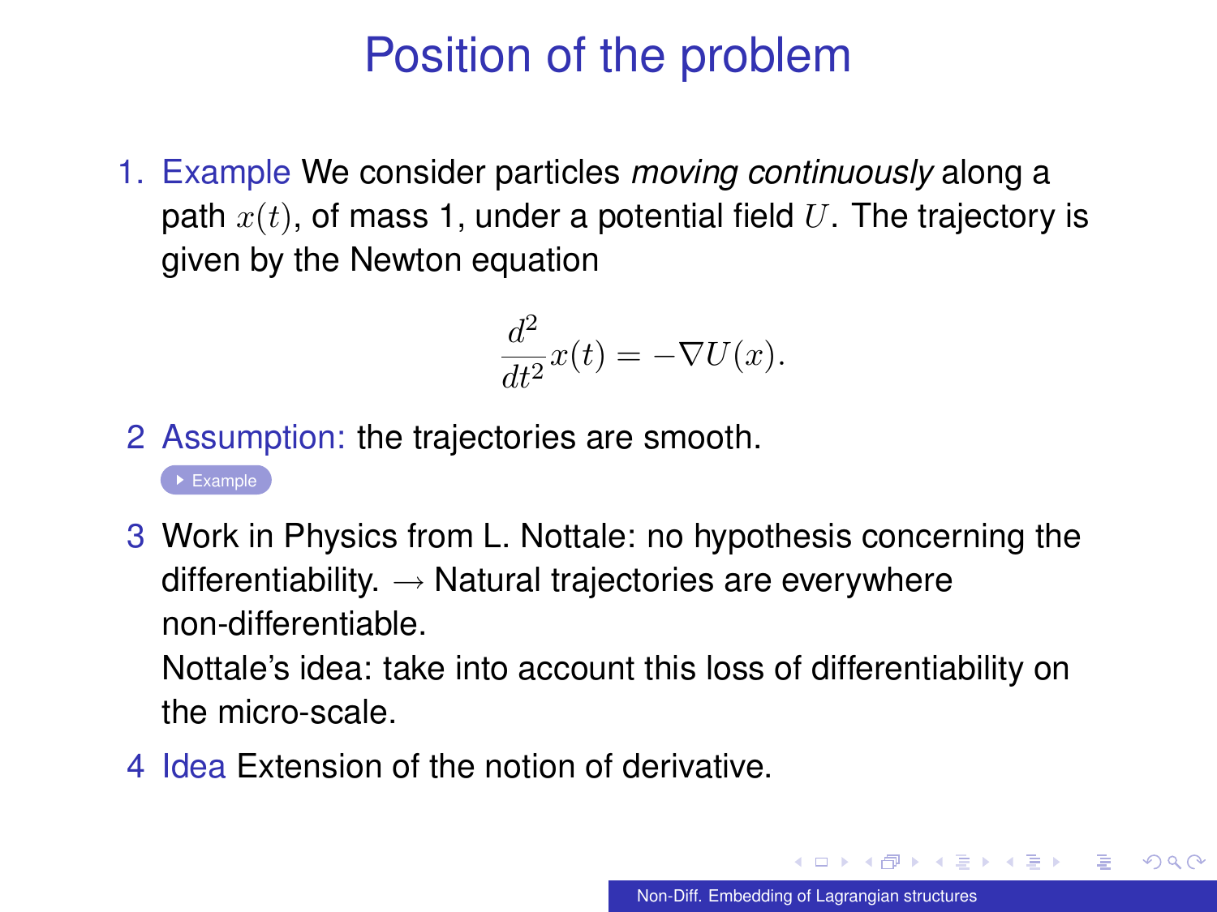# Position of the problem

1. Example We consider particles *moving continuously* along a path $x(t)$, of mass 1, under a potential field $U$. The trajectory is given by the Newton equation

$$\frac{d^2}{dt^2}x(t) = -\nabla U(x).$$

2 Assumption: the trajectories are smooth.

Example

3 Work in Physics from L. Nottale: no hypothesis concerning the differentiability. $\rightarrow$ Natural trajectories are everywhere non-differentiable.

Nottale's idea: take into account this loss of differentiability on the micro-scale.

4 Idea Extension of the notion of derivative.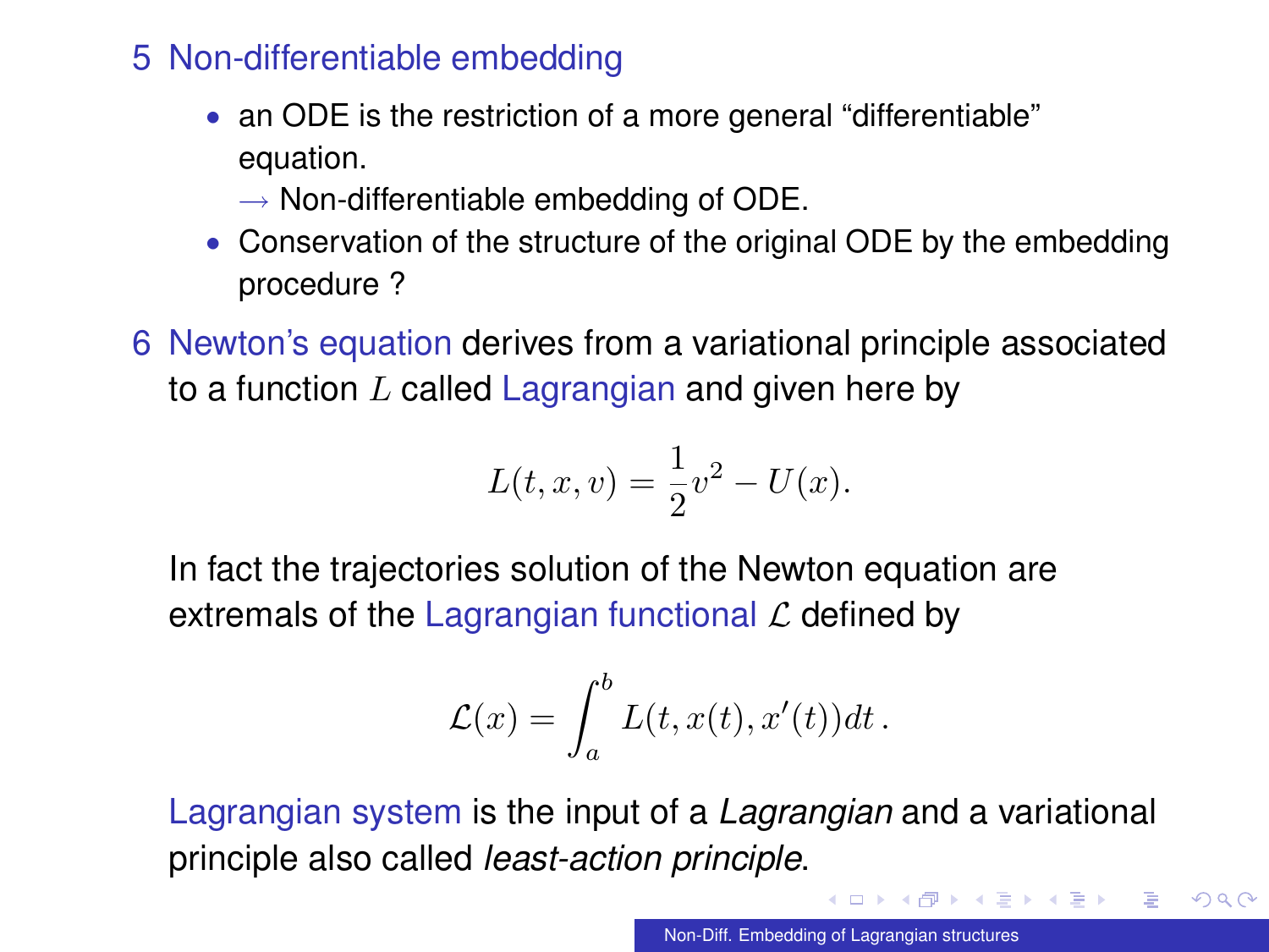5 Non-differentiable embedding

- an ODE is the restriction of a more general “differentiable” equation.
  $\longrightarrow$ Non-differentiable embedding of ODE.
- Conservation of the structure of the original ODE by the embedding procedure ?

6 Newton’s equation derives from a variational principle associated to a function $L$ called Lagrangian and given here by

$$L(t, x, v) = \frac{1}{2}v^2 - U(x).$$

In fact the trajectories solution of the Newton equation are extremals of the Lagrangian functional $\mathcal{L}$ defined by

$$\mathcal{L}(x) = \int_a^b L(t, x(t), x'(t))dt\,.$$

Lagrangian system is the input of a *Lagrangian* and a variational principle also called *least-action principle*.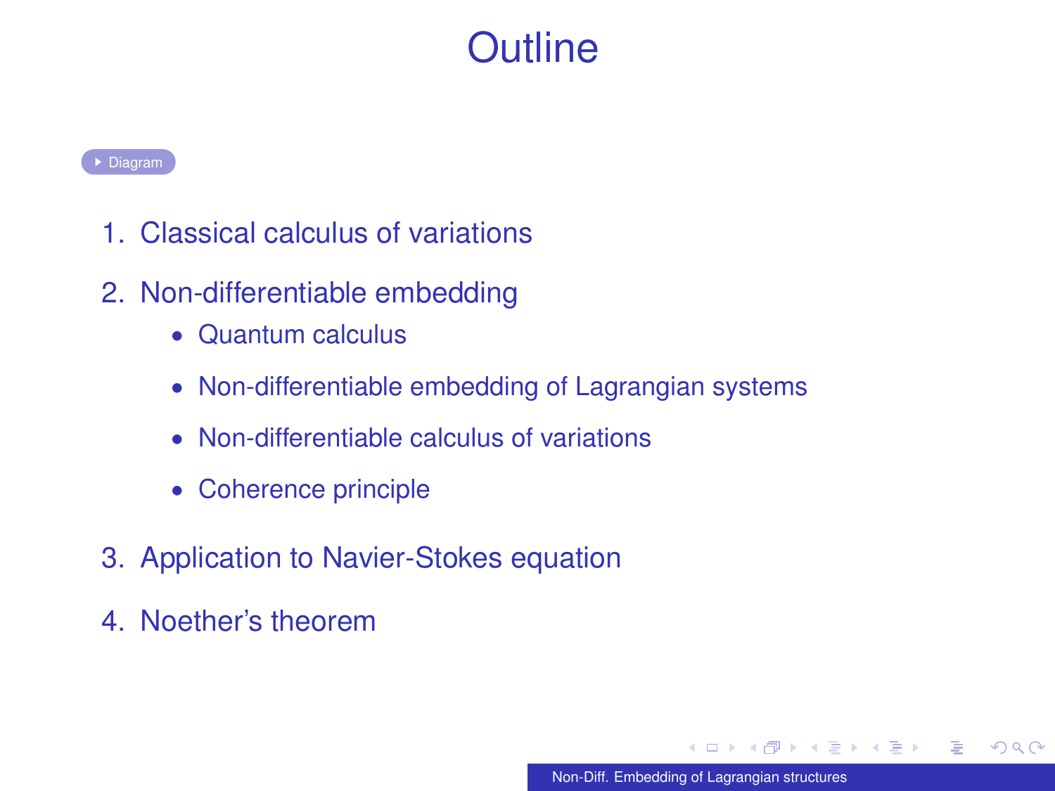# Outline

Diagram

1. Classical calculus of variations
2. Non-differentiable embedding
   - Quantum calculus
   - Non-differentiable embedding of Lagrangian systems
   - Non-differentiable calculus of variations
   - Coherence principle
3. Application to Navier-Stokes equation
4. Noether's theorem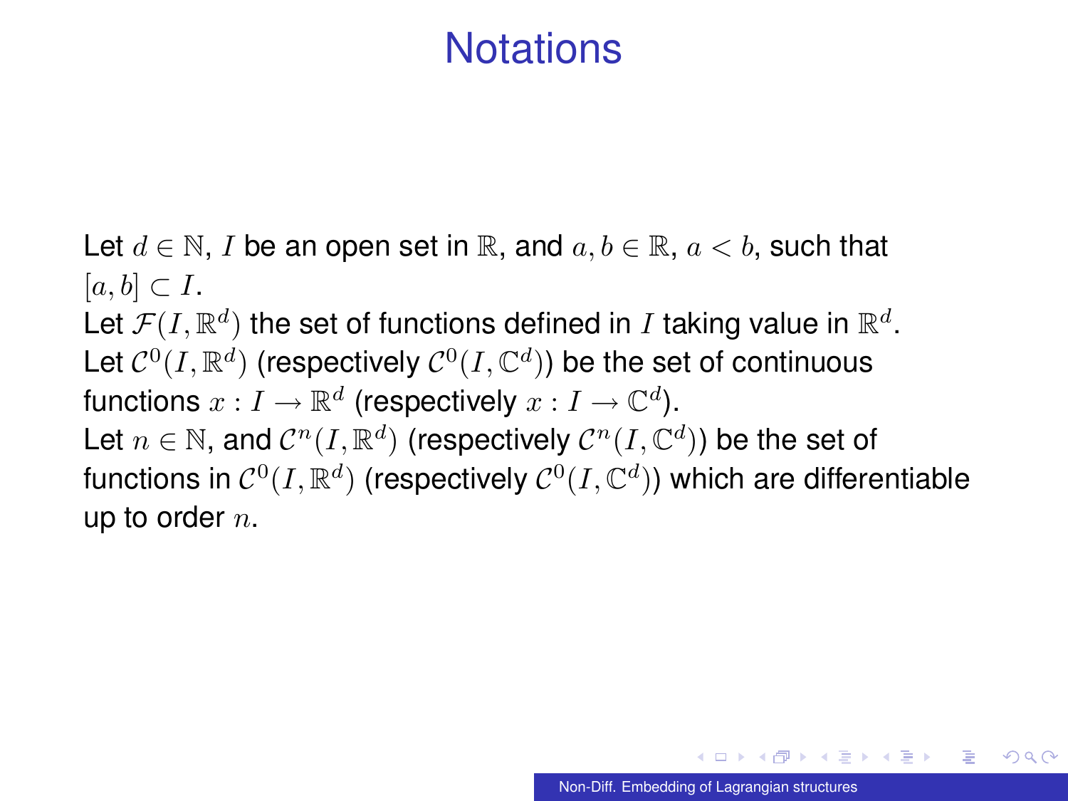# Notations

Let $d \in \mathbb{N}$, $I$ be an open set in $\mathbb{R}$, and $a, b \in \mathbb{R}$, $a < b$, such that $[a, b] \subset I$.

Let $\mathcal{F}(I, \mathbb{R}^d)$ the set of functions defined in $I$ taking value in $\mathbb{R}^d$.

Let $\mathcal{C}^0(I, \mathbb{R}^d)$ (respectively $\mathcal{C}^0(I, \mathbb{C}^d)$) be the set of continuous functions $x : I \to \mathbb{R}^d$ (respectively $x : I \to \mathbb{C}^d$).

Let $n \in \mathbb{N}$, and $\mathcal{C}^n(I, \mathbb{R}^d)$ (respectively $\mathcal{C}^n(I, \mathbb{C}^d)$) be the set of functions in $\mathcal{C}^0(I, \mathbb{R}^d)$ (respectively $\mathcal{C}^0(I, \mathbb{C}^d)$) which are differentiable up to order $n$.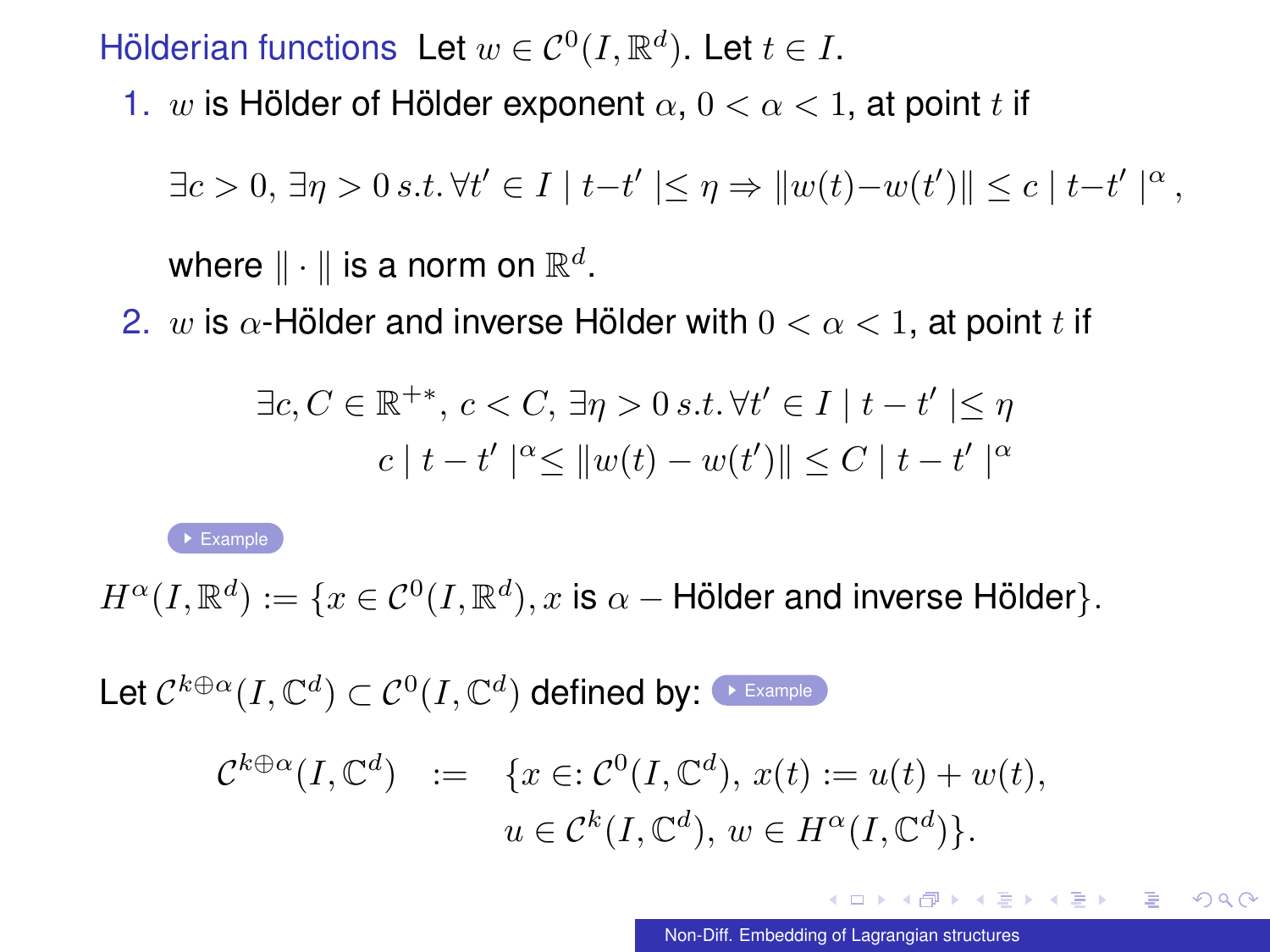**Hölderian functions** Let $w \in \mathcal{C}^0(I, \mathbb{R}^d)$. Let $t \in I$.

1. $w$ is Hölder of Hölder exponent $\alpha$, $0 < \alpha < 1$, at point $t$ if

   $$\exists c > 0,\, \exists \eta > 0 \, s.t. \, \forall t' \in I \mid t - t' \mid \leq \eta \Rightarrow \|w(t) - w(t')\| \leq c \mid t - t' \mid^{\alpha},$$

   where $\|\cdot\|$ is a norm on $\mathbb{R}^d$.

2. $w$ is $\alpha$-Hölder and inverse Hölder with $0 < \alpha < 1$, at point $t$ if

   $$\begin{aligned} \exists c, C \in \mathbb{R}^{+*},\, c < C,\, \exists \eta > 0 \, s.t. \, \forall t' \in I \mid t - t' \mid \leq \eta \\ c \mid t - t' \mid^{\alpha} \leq \|w(t) - w(t')\| \leq C \mid t - t' \mid^{\alpha} \end{aligned}$$

Example

$$H^{\alpha}(I, \mathbb{R}^d) := \{x \in \mathcal{C}^0(I, \mathbb{R}^d), x \text{ is } \alpha - \text{Hölder and inverse Hölder}\}.$$

Let $\mathcal{C}^{k \oplus \alpha}(I, \mathbb{C}^d) \subset \mathcal{C}^0(I, \mathbb{C}^d)$ defined by: Example

$$\begin{aligned} \mathcal{C}^{k \oplus \alpha}(I, \mathbb{C}^d) \quad := \quad & \{x \in: \mathcal{C}^0(I, \mathbb{C}^d),\, x(t) := u(t) + w(t), \\ & u \in \mathcal{C}^k(I, \mathbb{C}^d),\, w \in H^{\alpha}(I, \mathbb{C}^d)\}. \end{aligned}$$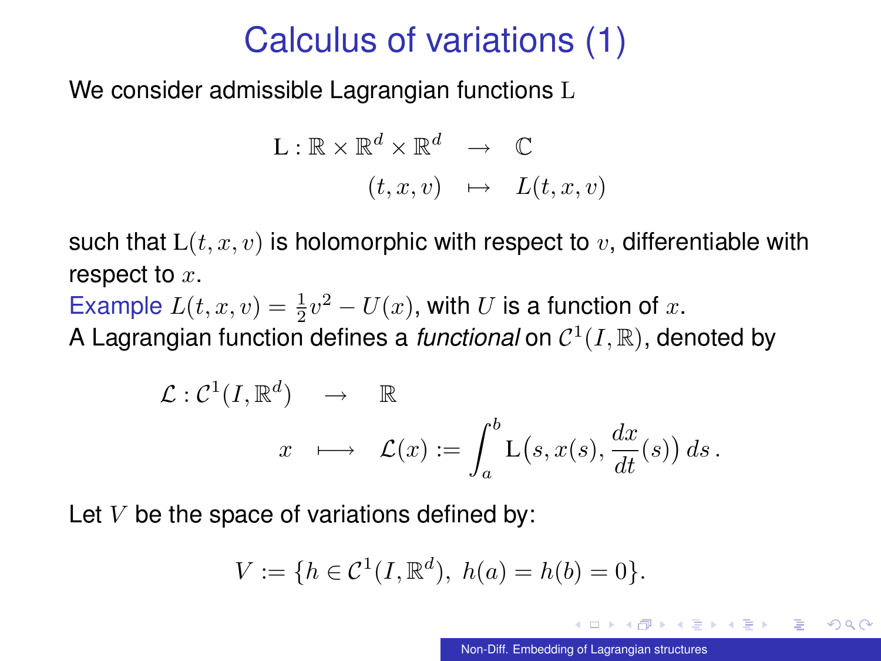# Calculus of variations (1)

We consider admissible Lagrangian functions $\mathrm{L}$

$$
\begin{array}{rcl}
\mathrm{L} : \mathbb{R} \times \mathbb{R}^d \times \mathbb{R}^d & \to & \mathbb{C} \\
(t, x, v) & \mapsto & L(t, x, v)
\end{array}
$$

such that $\mathrm{L}(t, x, v)$ is holomorphic with respect to $v$, differentiable with respect to $x$.

Example $L(t, x, v) = \frac{1}{2} v^2 - U(x)$, with $U$ is a function of $x$.

A Lagrangian function defines a *functional* on $\mathcal{C}^1(I, \mathbb{R})$, denoted by

$$
\begin{array}{rcl}
\mathcal{L} : \mathcal{C}^1(I, \mathbb{R}^d) & \to & \mathbb{R} \\
x & \longmapsto & \mathcal{L}(x) := \displaystyle\int_a^b \mathrm{L}\big(s, x(s), \frac{dx}{dt}(s)\big)\, ds\,.
\end{array}
$$

Let $V$ be the space of variations defined by:

$$
V := \{h \in \mathcal{C}^1(I, \mathbb{R}^d),\ h(a) = h(b) = 0\}.
$$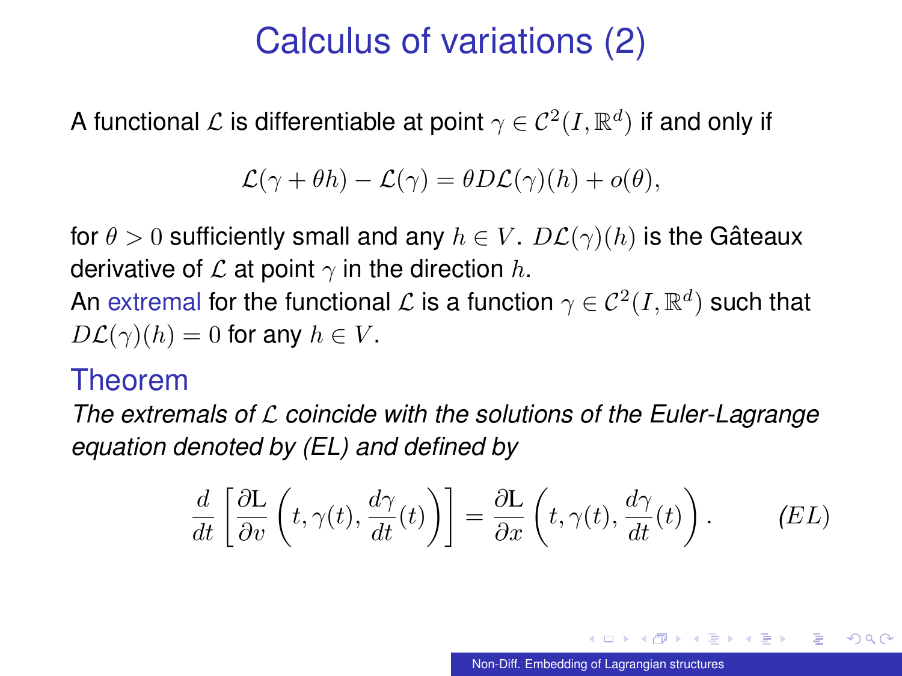# Calculus of variations (2)

A functional $\mathcal{L}$ is differentiable at point $\gamma \in \mathcal{C}^2(I, \mathbb{R}^d)$ if and only if

$$\mathcal{L}(\gamma + \theta h) - \mathcal{L}(\gamma) = \theta D\mathcal{L}(\gamma)(h) + o(\theta),$$

for $\theta > 0$ sufficiently small and any $h \in V$. $D\mathcal{L}(\gamma)(h)$ is the Gâteaux derivative of $\mathcal{L}$ at point $\gamma$ in the direction $h$.

An extremal for the functional $\mathcal{L}$ is a function $\gamma \in \mathcal{C}^2(I, \mathbb{R}^d)$ such that $D\mathcal{L}(\gamma)(h) = 0$ for any $h \in V$.

## Theorem

*The extremals of $\mathcal{L}$ coincide with the solutions of the Euler-Lagrange equation denoted by (EL) and defined by*

$$\frac{d}{dt}\left[\frac{\partial \mathrm{L}}{\partial v}\left(t, \gamma(t), \frac{d\gamma}{dt}(t)\right)\right] = \frac{\partial \mathrm{L}}{\partial x}\left(t, \gamma(t), \frac{d\gamma}{dt}(t)\right). \qquad (EL)$$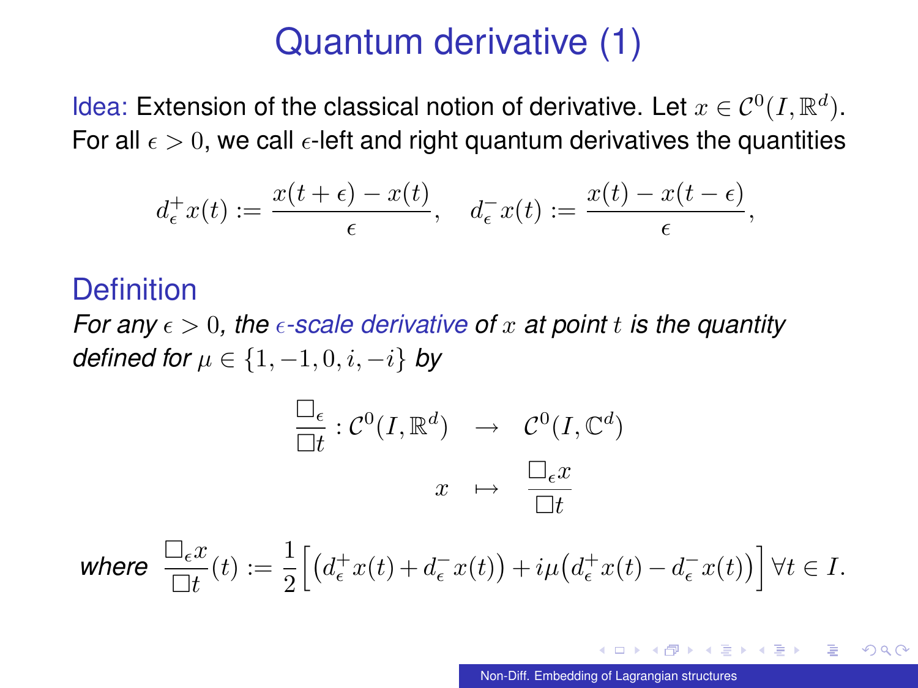# Quantum derivative (1)

Idea: Extension of the classical notion of derivative. Let $x \in \mathcal{C}^0(I, \mathbb{R}^d)$. For all $\epsilon > 0$, we call $\epsilon$-left and right quantum derivatives the quantities

$$d_\epsilon^+ x(t) := \frac{x(t+\epsilon) - x(t)}{\epsilon}, \quad d_\epsilon^- x(t) := \frac{x(t) - x(t-\epsilon)}{\epsilon},$$

## Definition

*For any $\epsilon > 0$, the $\epsilon$-scale derivative of $x$ at point $t$ is the quantity defined for $\mu \in \{1, -1, 0, i, -i\}$ by*

$$\begin{array}{rcl} \dfrac{\Box_\epsilon}{\Box t} : \mathcal{C}^0(I, \mathbb{R}^d) & \to & \mathcal{C}^0(I, \mathbb{C}^d) \\ x & \mapsto & \dfrac{\Box_\epsilon x}{\Box t} \end{array}$$

*where* $$\frac{\Box_\epsilon x}{\Box t}(t) := \frac{1}{2}\Big[\big(d_\epsilon^+ x(t) + d_\epsilon^- x(t)\big) + i\mu\big(d_\epsilon^+ x(t) - d_\epsilon^- x(t)\big)\Big] \; \forall t \in I.$$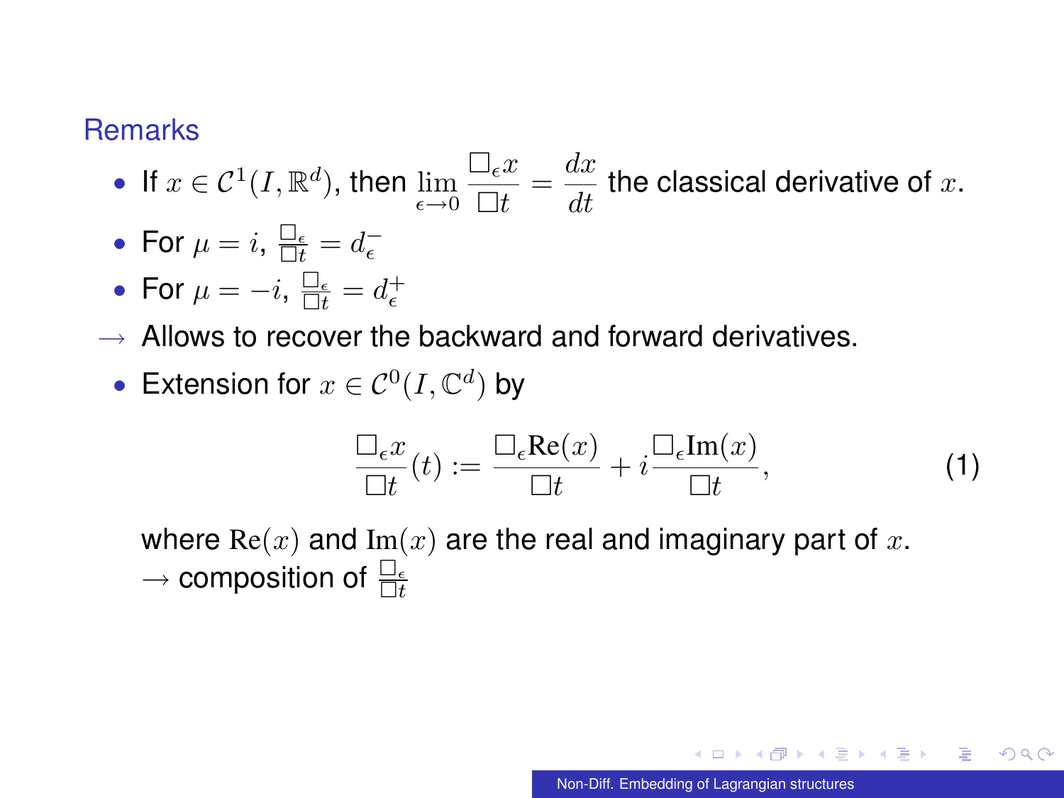### Remarks

- If $x \in \mathcal{C}^1(I, \mathbb{R}^d)$, then $\lim_{\epsilon \to 0} \frac{\square_\epsilon x}{\square t} = \frac{dx}{dt}$ the classical derivative of $x$.
- For $\mu = i$, $\frac{\square_\epsilon}{\square t} = d_\epsilon^-$
- For $\mu = -i$, $\frac{\square_\epsilon}{\square t} = d_\epsilon^+$

$\longrightarrow$ Allows to recover the backward and forward derivatives.

- Extension for $x \in \mathcal{C}^0(I, \mathbb{C}^d)$ by

$$\frac{\square_\epsilon x}{\square t}(t) := \frac{\square_\epsilon \mathrm{Re}(x)}{\square t} + i \frac{\square_\epsilon \mathrm{Im}(x)}{\square t}, \tag{1}$$

where $\mathrm{Re}(x)$ and $\mathrm{Im}(x)$ are the real and imaginary part of $x$.
$\rightarrow$ composition of $\frac{\square_\epsilon}{\square t}$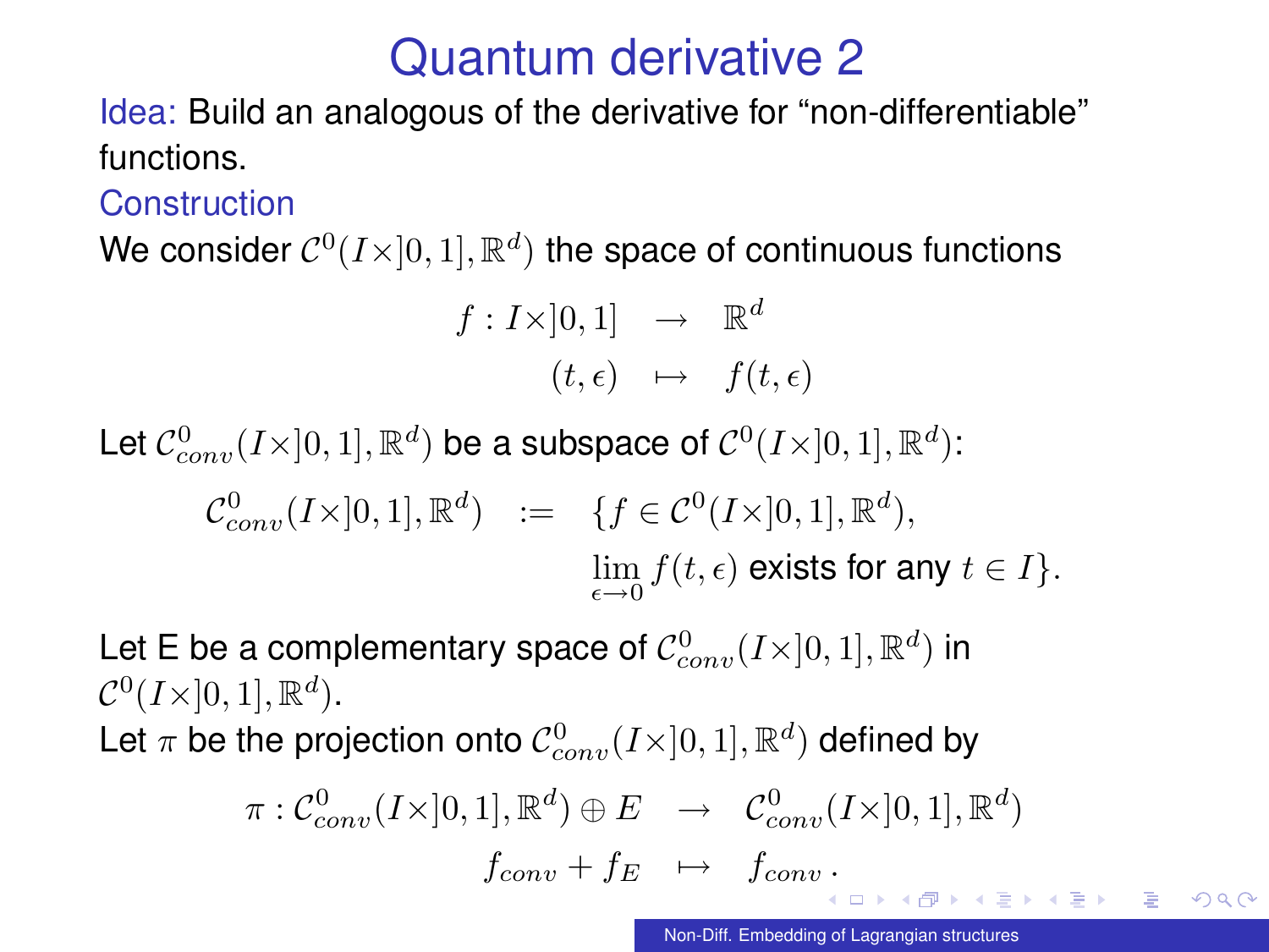# Quantum derivative 2

Idea: Build an analogous of the derivative for "non-differentiable" functions.

Construction

We consider $\mathcal{C}^0(I\times]0,1],\mathbb{R}^d)$ the space of continuous functions

$$
\begin{array}{rcl}
f : I\times]0,1] & \rightarrow & \mathbb{R}^d \\
(t,\epsilon) & \mapsto & f(t,\epsilon)
\end{array}
$$

Let $\mathcal{C}^0_{conv}(I\times]0,1],\mathbb{R}^d)$ be a subspace of $\mathcal{C}^0(I\times]0,1],\mathbb{R}^d)$:

$$
\begin{array}{rcl}
\mathcal{C}^0_{conv}(I\times]0,1],\mathbb{R}^d) & := & \{f \in \mathcal{C}^0(I\times]0,1],\mathbb{R}^d), \\
& & \lim\limits_{\epsilon \longrightarrow 0} f(t,\epsilon) \text{ exists for any } t \in I\}.
\end{array}
$$

Let E be a complementary space of $\mathcal{C}^0_{conv}(I\times]0,1],\mathbb{R}^d)$ in $\mathcal{C}^0(I\times]0,1],\mathbb{R}^d)$.

Let $\pi$ be the projection onto $\mathcal{C}^0_{conv}(I\times]0,1],\mathbb{R}^d)$ defined by

$$
\begin{array}{rcl}
\pi : \mathcal{C}^0_{conv}(I\times]0,1],\mathbb{R}^d) \oplus E & \rightarrow & \mathcal{C}^0_{conv}(I\times]0,1],\mathbb{R}^d) \\
f_{conv} + f_E & \mapsto & f_{conv} .
\end{array}
$$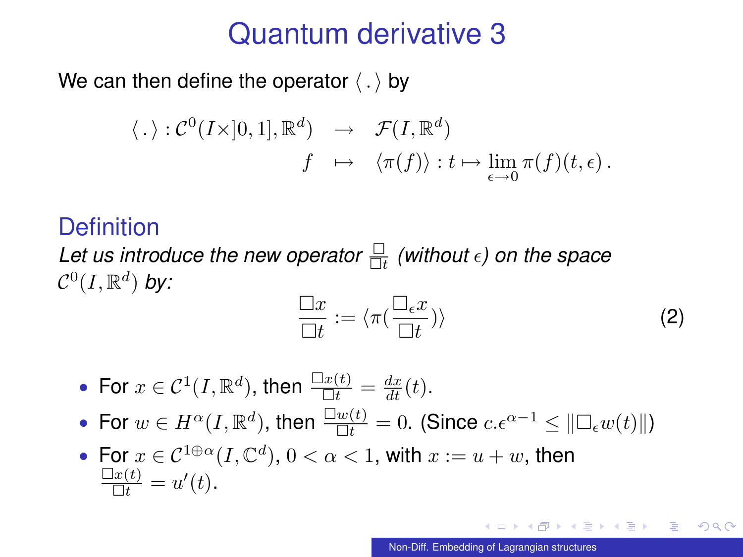# Quantum derivative 3

We can then define the operator $\langle \, . \, \rangle$ by

$$
\begin{array}{rcl}
\langle \, . \, \rangle : \mathcal{C}^0(I \times ]0,1], \mathbb{R}^d) & \rightarrow & \mathcal{F}(I, \mathbb{R}^d) \\
f & \mapsto & \langle \pi(f) \rangle : t \mapsto \lim_{\epsilon \longrightarrow 0} \pi(f)(t, \epsilon) \, .
\end{array}
$$

## Definition

*Let us introduce the new operator $\frac{\Box}{\Box t}$ (without $\epsilon$) on the space $\mathcal{C}^0(I, \mathbb{R}^d)$ by:*

$$
\frac{\Box x}{\Box t} := \langle \pi(\frac{\Box_\epsilon x}{\Box t}) \rangle \tag{2}
$$

- For $x \in \mathcal{C}^1(I, \mathbb{R}^d)$, then $\frac{\Box x(t)}{\Box t} = \frac{dx}{dt}(t)$.
- For $w \in H^\alpha(I, \mathbb{R}^d)$, then $\frac{\Box w(t)}{\Box t} = 0$. (Since $c.\epsilon^{\alpha - 1} \leq \|\Box_\epsilon w(t)\|$)
- For $x \in \mathcal{C}^{1 \oplus \alpha}(I, \mathbb{C}^d)$, $0 < \alpha < 1$, with $x := u + w$, then $\frac{\Box x(t)}{\Box t} = u'(t)$.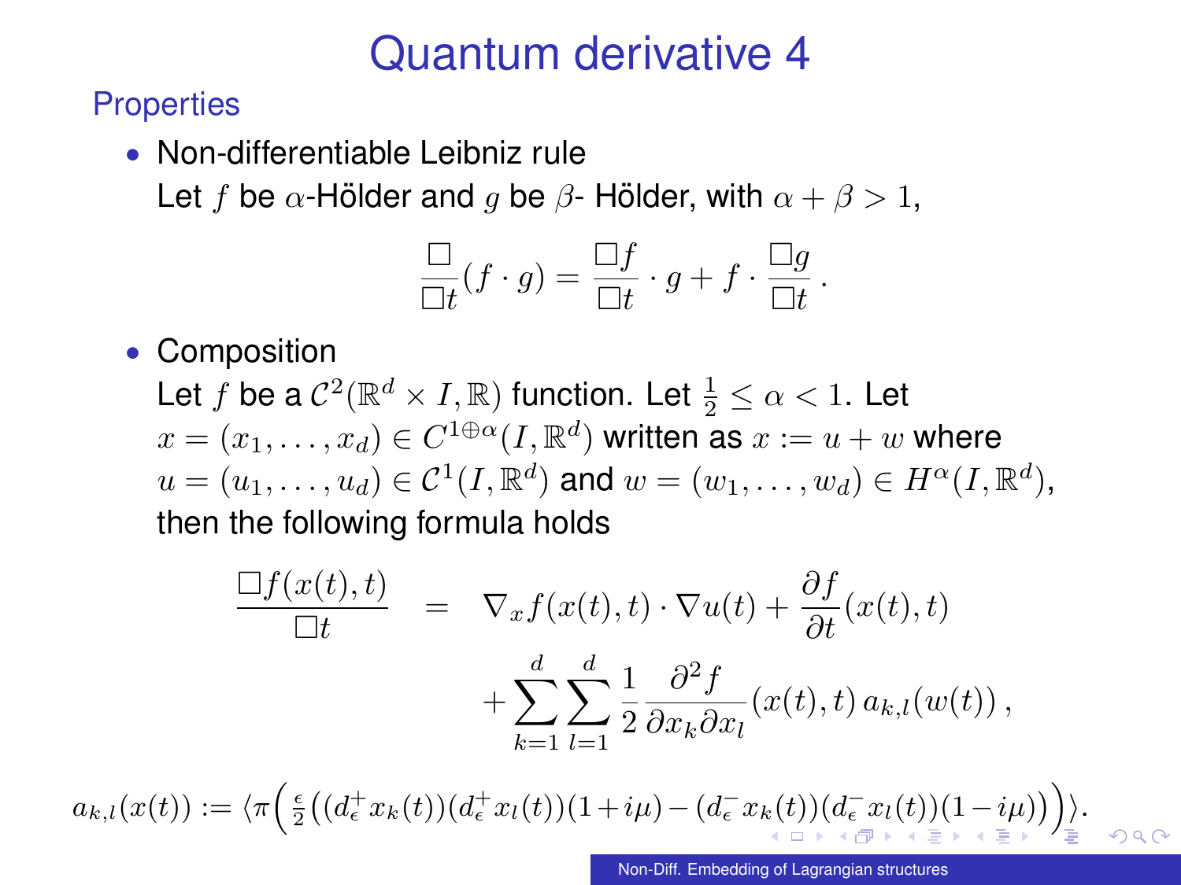# Quantum derivative 4

## Properties

- Non-differentiable Leibniz rule

  Let $f$ be $\alpha$-Hölder and $g$ be $\beta$- Hölder, with $\alpha + \beta > 1$,

$$\frac{\Box}{\Box t}(f \cdot g) = \frac{\Box f}{\Box t} \cdot g + f \cdot \frac{\Box g}{\Box t}.$$

- Composition

  Let $f$ be a $\mathcal{C}^2(\mathbb{R}^d \times I, \mathbb{R})$ function. Let $\frac{1}{2} \leq \alpha < 1$. Let $x = (x_1, \ldots, x_d) \in C^{1 \oplus \alpha}(I, \mathbb{R}^d)$ written as $x := u + w$ where $u = (u_1, \ldots, u_d) \in \mathcal{C}^1(I, \mathbb{R}^d)$ and $w = (w_1, \ldots, w_d) \in H^{\alpha}(I, \mathbb{R}^d)$, then the following formula holds

$$\begin{aligned} \frac{\Box f(x(t), t)}{\Box t} &= \nabla_x f(x(t), t) \cdot \nabla u(t) + \frac{\partial f}{\partial t}(x(t), t) \\ &\quad + \sum_{k=1}^{d} \sum_{l=1}^{d} \frac{1}{2} \frac{\partial^2 f}{\partial x_k \partial x_l}(x(t), t)\, a_{k,l}(w(t)), \end{aligned}$$

$$a_{k,l}(x(t)) := \langle \pi \Big( \tfrac{\epsilon}{2} \big( (d_\epsilon^+ x_k(t))(d_\epsilon^+ x_l(t))(1 + i\mu) - (d_\epsilon^- x_k(t))(d_\epsilon^- x_l(t))(1 - i\mu) \big) \Big) \rangle.$$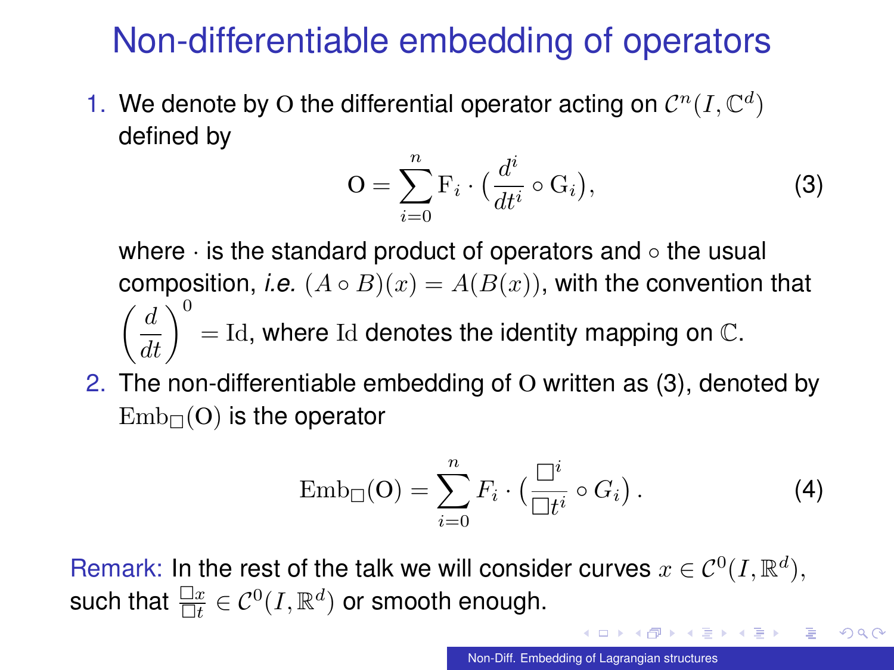# Non-differentiable embedding of operators

1. We denote by $\mathrm{O}$ the differential operator acting on $\mathcal{C}^n(I, \mathbb{C}^d)$ defined by

$$\mathrm{O} = \sum_{i=0}^{n} \mathrm{F}_i \cdot \big(\frac{d^i}{dt^i} \circ \mathrm{G}_i\big), \tag{3}$$

where $\cdot$ is the standard product of operators and $\circ$ the usual composition, *i.e.* $(A \circ B)(x) = A(B(x))$, with the convention that $\left(\frac{d}{dt}\right)^0 = \mathrm{Id}$, where $\mathrm{Id}$ denotes the identity mapping on $\mathbb{C}$.

2. The non-differentiable embedding of $\mathrm{O}$ written as (3), denoted by $\mathrm{Emb}_{\Box}(\mathrm{O})$ is the operator

$$\mathrm{Emb}_{\Box}(\mathrm{O}) = \sum_{i=0}^{n} F_i \cdot \big(\frac{\Box^i}{\Box t^i} \circ G_i\big)\,. \tag{4}$$

Remark: In the rest of the talk we will consider curves $x \in \mathcal{C}^0(I, \mathbb{R}^d)$, such that $\frac{\Box x}{\Box t} \in \mathcal{C}^0(I, \mathbb{R}^d)$ or smooth enough.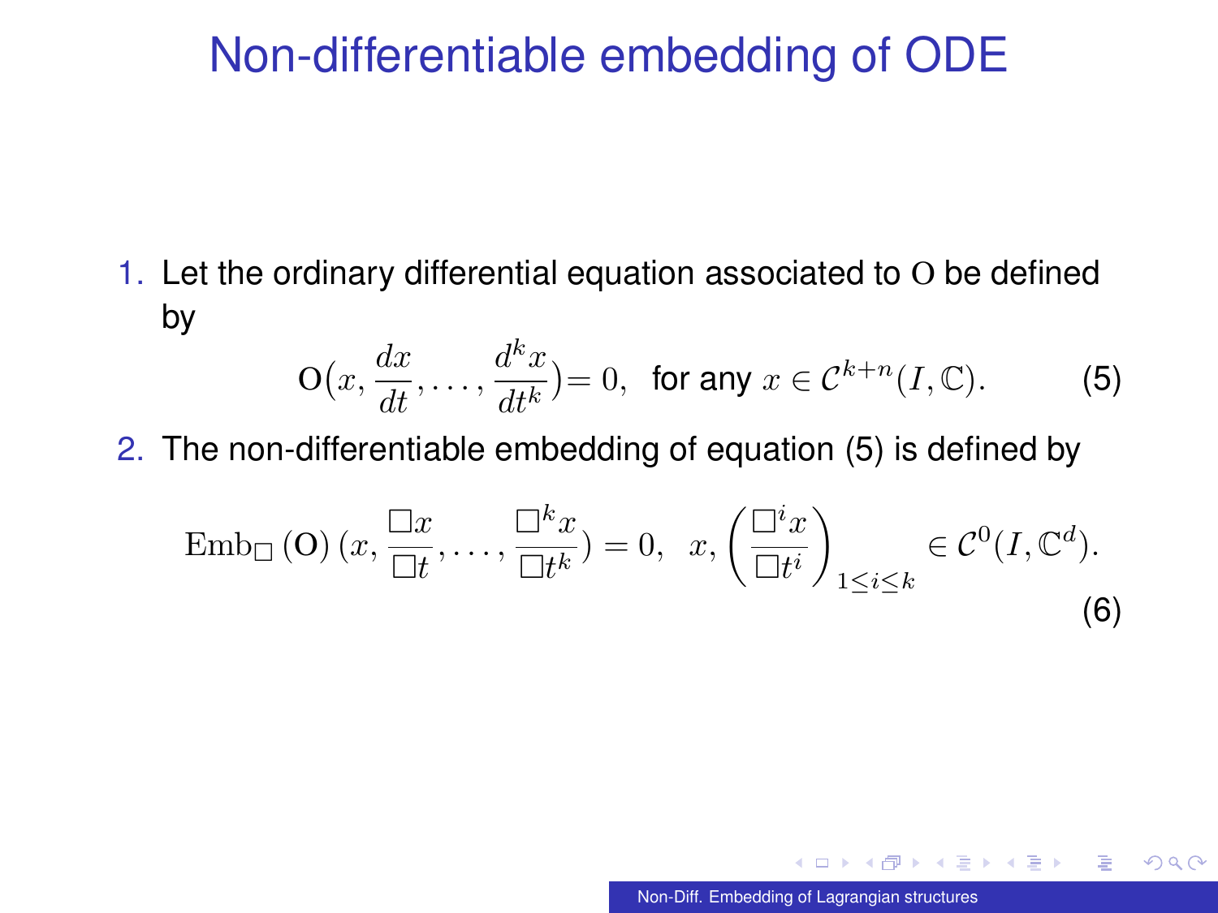# Non-differentiable embedding of ODE

1. Let the ordinary differential equation associated to $\mathrm{O}$ be defined by

$$\mathrm{O}\big(x, \frac{dx}{dt}, \ldots, \frac{d^k x}{dt^k}\big) = 0, \;\; \text{for any } x \in \mathcal{C}^{k+n}(I, \mathbb{C}). \tag{5}$$

2. The non-differentiable embedding of equation (5) is defined by

$$\mathrm{Emb}_{\Box}\left(\mathrm{O}\right)(x, \frac{\Box x}{\Box t}, \ldots, \frac{\Box^k x}{\Box t^k}) = 0, \;\; x, \left(\frac{\Box^i x}{\Box t^i}\right)_{1 \le i \le k} \in \mathcal{C}^0(I, \mathbb{C}^d). \tag{6}$$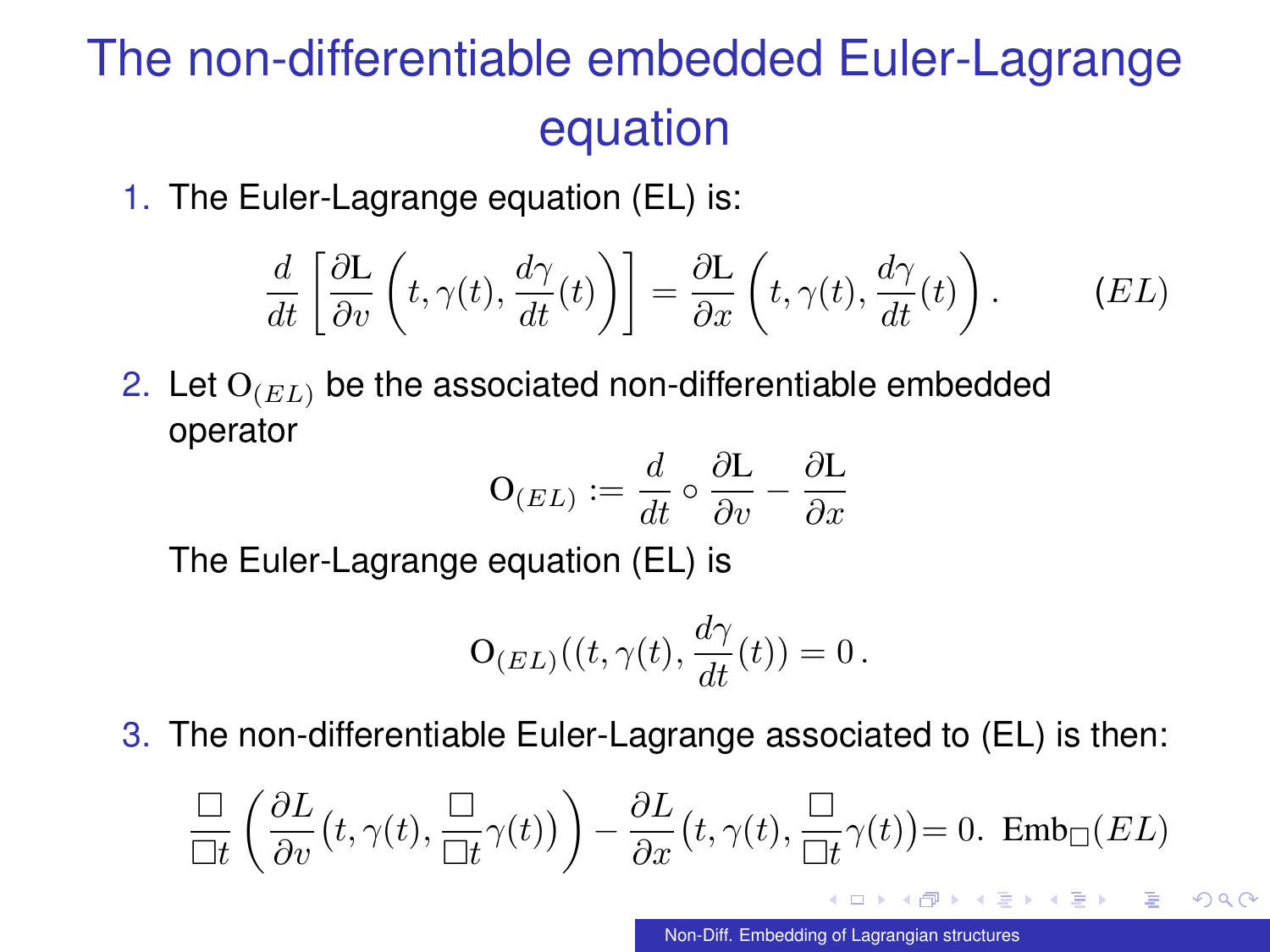# The non-differentiable embedded Euler-Lagrange equation

1. The Euler-Lagrange equation (EL) is:

$$\frac{d}{dt}\left[\frac{\partial \mathrm{L}}{\partial v}\left(t, \gamma(t), \frac{d\gamma}{dt}(t)\right)\right] = \frac{\partial \mathrm{L}}{\partial x}\left(t, \gamma(t), \frac{d\gamma}{dt}(t)\right). \qquad (EL)$$

2. Let $\mathrm{O}_{(EL)}$ be the associated non-differentiable embedded operator

$$\mathrm{O}_{(EL)} := \frac{d}{dt} \circ \frac{\partial \mathrm{L}}{\partial v} - \frac{\partial \mathrm{L}}{\partial x}$$

   The Euler-Lagrange equation (EL) is

$$\mathrm{O}_{(EL)}((t, \gamma(t), \frac{d\gamma}{dt}(t)) = 0\,.$$

3. The non-differentiable Euler-Lagrange associated to (EL) is then:

$$\frac{\Box}{\Box t}\left(\frac{\partial L}{\partial v}\big(t, \gamma(t), \frac{\Box}{\Box t}\gamma(t)\big)\right) - \frac{\partial L}{\partial x}\big(t, \gamma(t), \frac{\Box}{\Box t}\gamma(t)\big) = 0. \;\; \mathrm{Emb}_{\Box}(EL)$$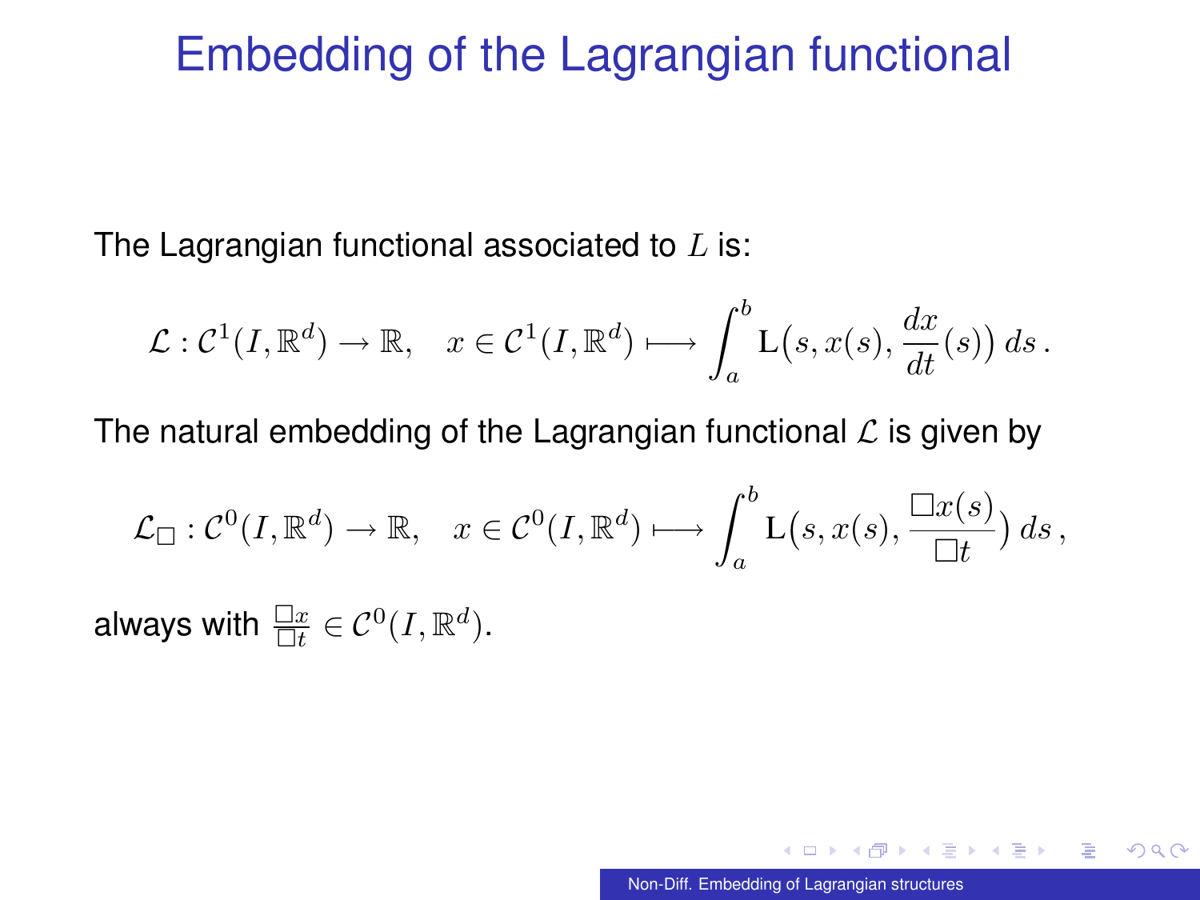# Embedding of the Lagrangian functional

The Lagrangian functional associated to $L$ is:

$$\mathcal{L} : \mathcal{C}^1(I, \mathbb{R}^d) \to \mathbb{R}, \quad x \in \mathcal{C}^1(I, \mathbb{R}^d) \longmapsto \int_a^b \mathrm{L}\big(s, x(s), \frac{dx}{dt}(s)\big)\, ds\,.$$

The natural embedding of the Lagrangian functional $\mathcal{L}$ is given by

$$\mathcal{L}_\square : \mathcal{C}^0(I, \mathbb{R}^d) \to \mathbb{R}, \quad x \in \mathcal{C}^0(I, \mathbb{R}^d) \longmapsto \int_a^b \mathrm{L}\big(s, x(s), \frac{\square x(s)}{\square t}\big)\, ds\,,$$

always with $\frac{\square x}{\square t} \in \mathcal{C}^0(I, \mathbb{R}^d)$.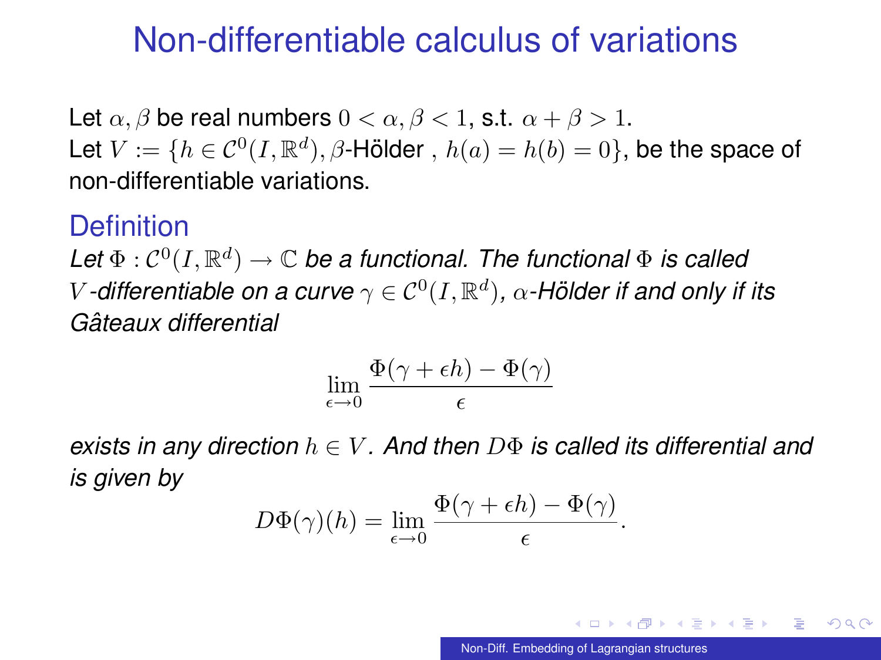# Non-differentiable calculus of variations

Let $\alpha, \beta$ be real numbers $0 < \alpha, \beta < 1$, s.t. $\alpha + \beta > 1$.
Let $V := \{h \in \mathcal{C}^0(I, \mathbb{R}^d), \beta\text{-Hölder }, h(a) = h(b) = 0\}$, be the space of non-differentiable variations.

## Definition

*Let $\Phi : \mathcal{C}^0(I, \mathbb{R}^d) \to \mathbb{C}$ be a functional. The functional $\Phi$ is called $V$-differentiable on a curve $\gamma \in \mathcal{C}^0(I, \mathbb{R}^d)$, $\alpha$-Hölder if and only if its Gâteaux differential*

$$\lim_{\epsilon \to 0} \frac{\Phi(\gamma + \epsilon h) - \Phi(\gamma)}{\epsilon}$$

*exists in any direction $h \in V$. And then $D\Phi$ is called its differential and is given by*

$$D\Phi(\gamma)(h) = \lim_{\epsilon \to 0} \frac{\Phi(\gamma + \epsilon h) - \Phi(\gamma)}{\epsilon}.$$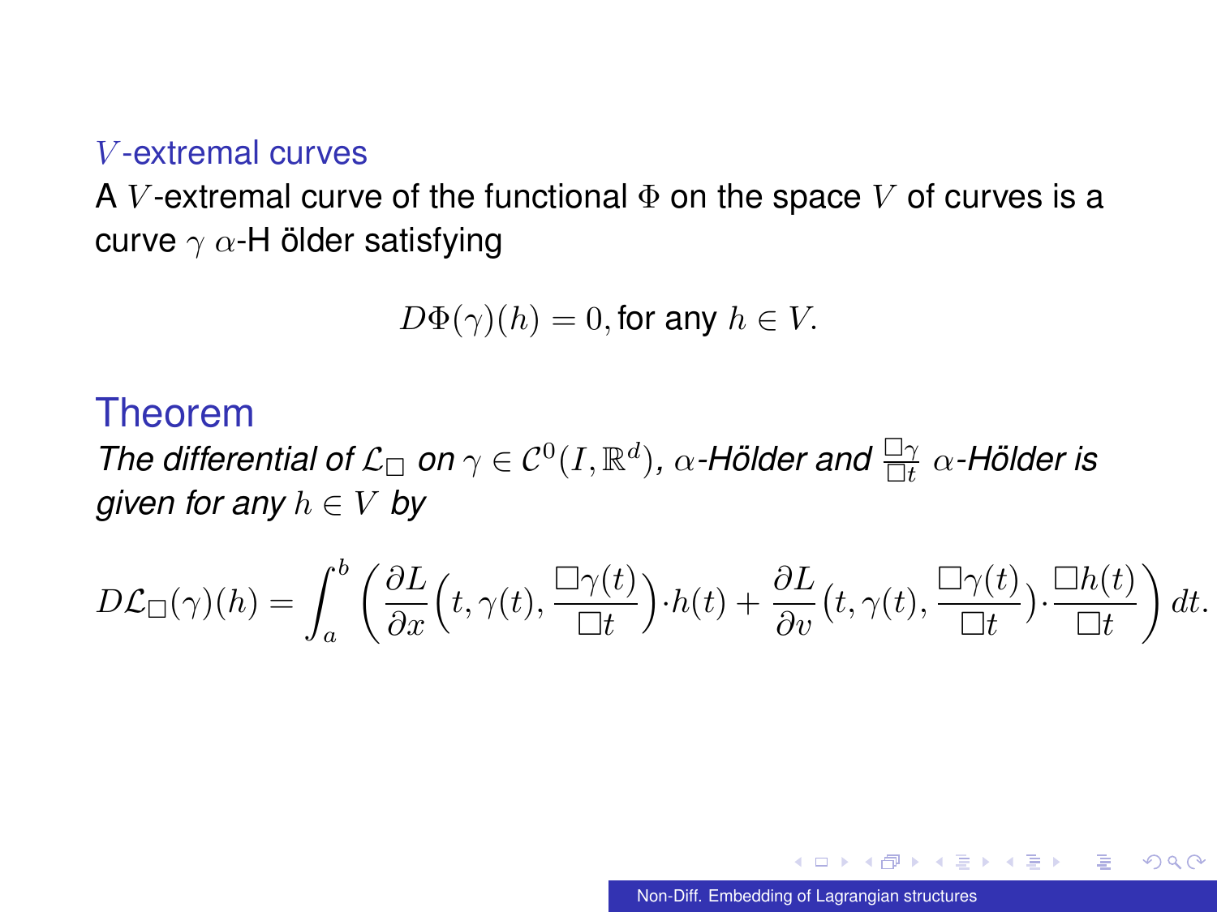## $V$-extremal curves

A $V$-extremal curve of the functional $\Phi$ on the space $V$ of curves is a curve $\gamma$ $\alpha$-H ölder satisfying

$$D\Phi(\gamma)(h) = 0, \text{for any } h \in V.$$

## Theorem

*The differential of $\mathcal{L}_\Box$ on $\gamma \in \mathcal{C}^0(I, \mathbb{R}^d)$, $\alpha$-Hölder and $\frac{\Box\gamma}{\Box t}$ $\alpha$-Hölder is given for any $h \in V$ by*

$$D\mathcal{L}_\Box(\gamma)(h) = \int_a^b \left( \frac{\partial L}{\partial x}\Big(t, \gamma(t), \frac{\Box\gamma(t)}{\Box t}\Big) \cdot h(t) + \frac{\partial L}{\partial v}\big(t, \gamma(t), \frac{\Box\gamma(t)}{\Box t}\big) \cdot \frac{\Box h(t)}{\Box t} \right) dt.$$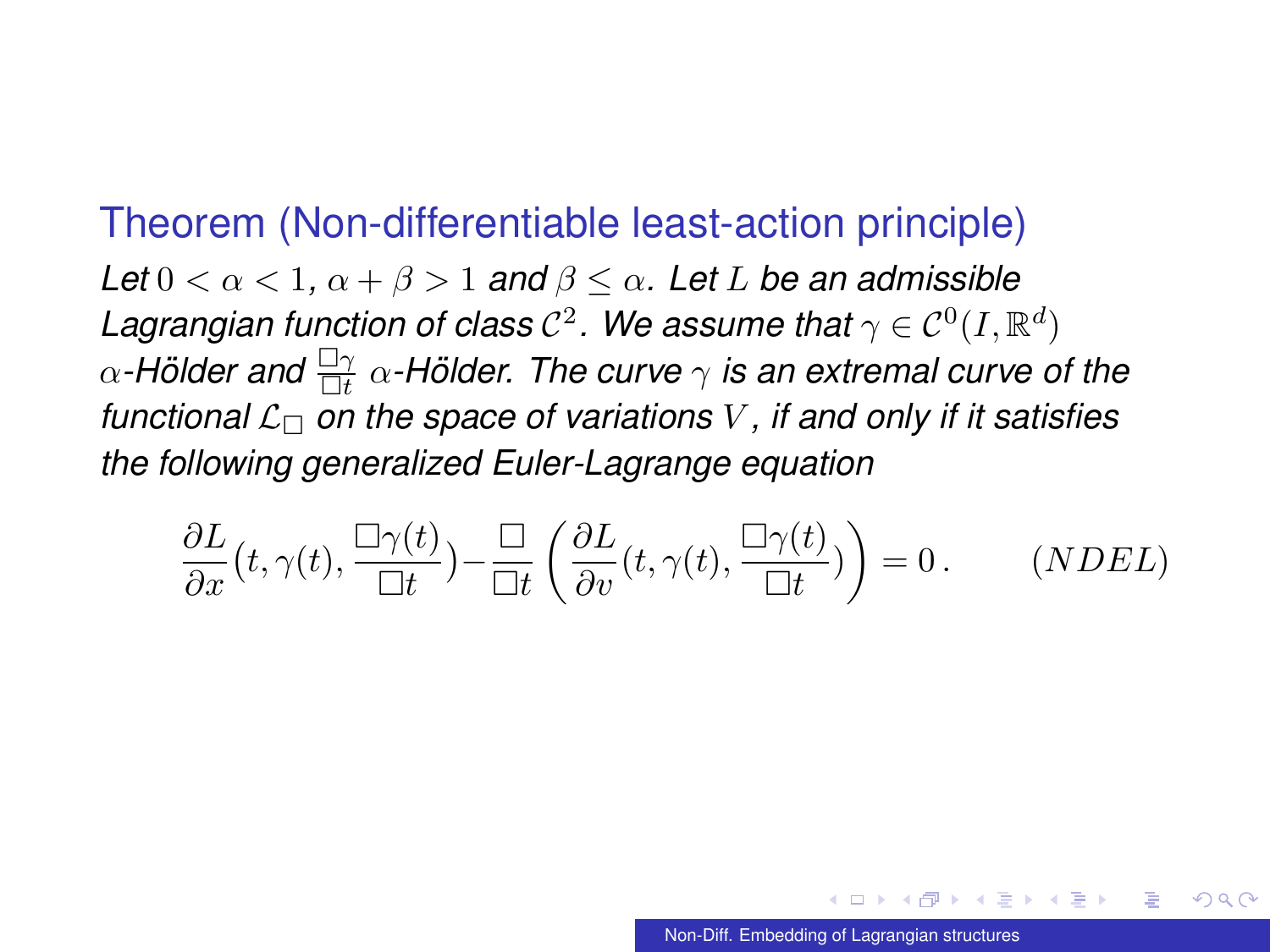### Theorem (Non-differentiable least-action principle)

*Let $0 < \alpha < 1$, $\alpha + \beta > 1$ and $\beta \leq \alpha$. Let $L$ be an admissible Lagrangian function of class $\mathcal{C}^2$. We assume that $\gamma \in \mathcal{C}^0(I, \mathbb{R}^d)$ $\alpha$-Hölder and $\frac{\Box\gamma}{\Box t}$ $\alpha$-Hölder. The curve $\gamma$ is an extremal curve of the functional $\mathcal{L}_\Box$ on the space of variations $V$, if and only if it satisfies the following generalized Euler-Lagrange equation*

$$\frac{\partial L}{\partial x}\big(t, \gamma(t), \frac{\Box\gamma(t)}{\Box t}\big) - \frac{\Box}{\Box t}\left(\frac{\partial L}{\partial v}(t, \gamma(t), \frac{\Box\gamma(t)}{\Box t})\right) = 0\,. \qquad (NDEL)$$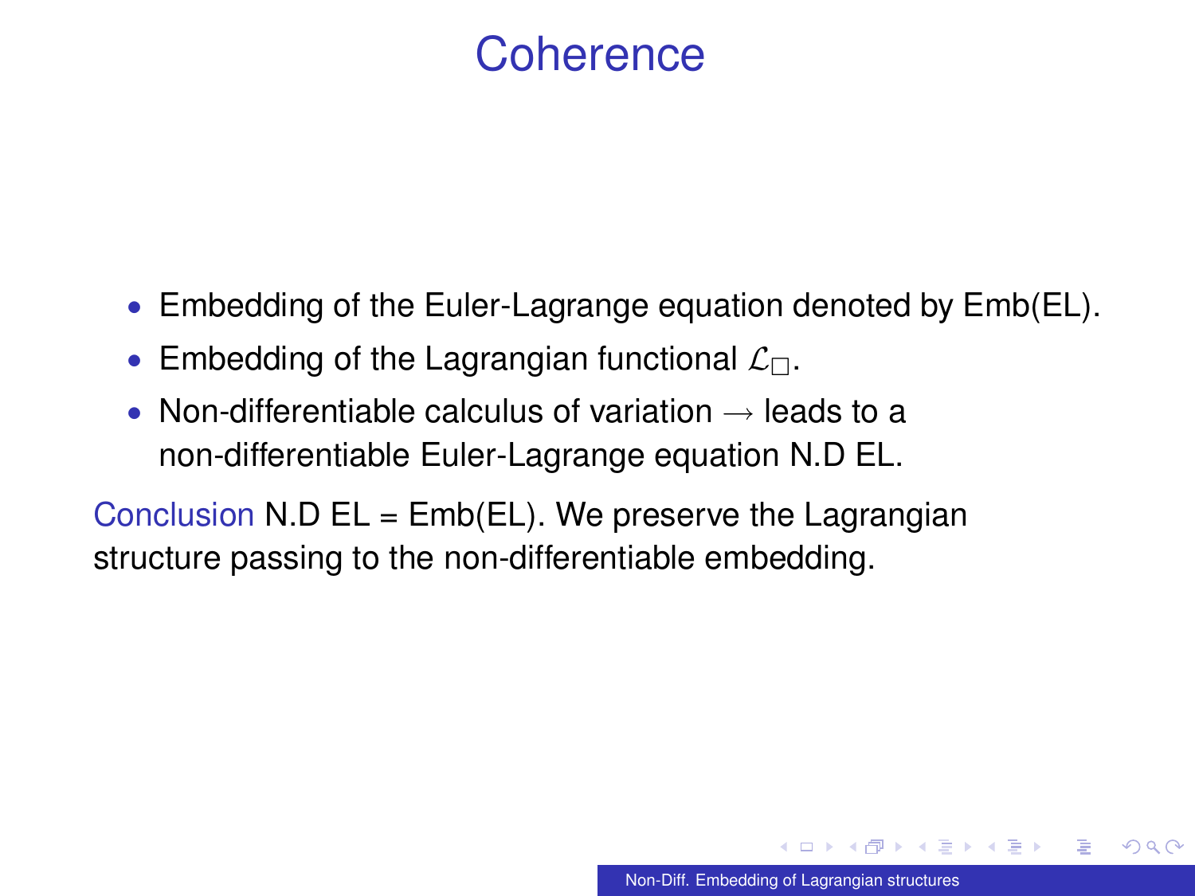# Coherence

- Embedding of the Euler-Lagrange equation denoted by Emb(EL).
- Embedding of the Lagrangian functional $\mathcal{L}_\square$.
- Non-differentiable calculus of variation $\rightarrow$ leads to a non-differentiable Euler-Lagrange equation N.D EL.

Conclusion N.D EL = Emb(EL). We preserve the Lagrangian structure passing to the non-differentiable embedding.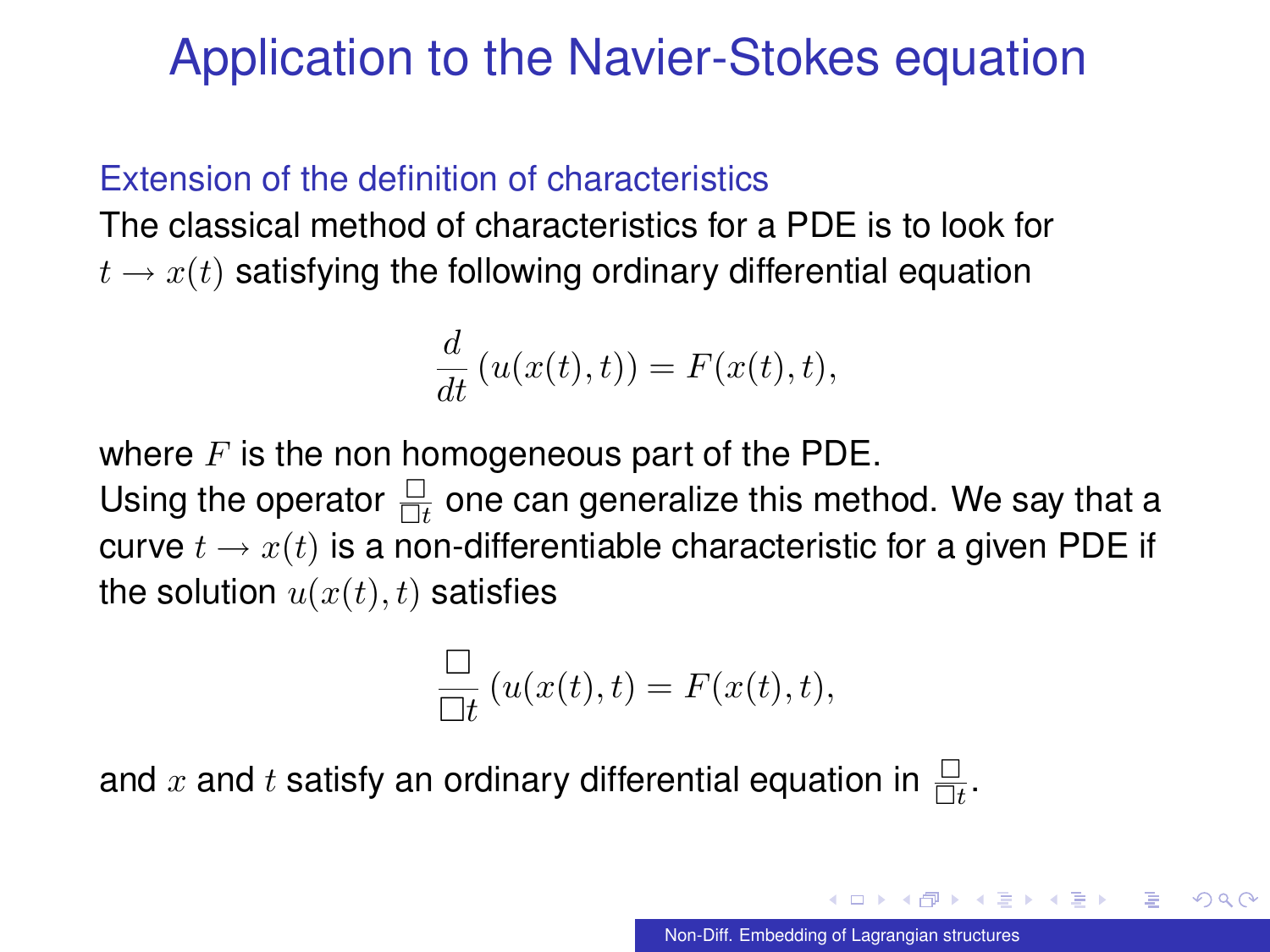# Application to the Navier-Stokes equation

### Extension of the definition of characteristics

The classical method of characteristics for a PDE is to look for $t \to x(t)$ satisfying the following ordinary differential equation

$$\frac{d}{dt}\left(u(x(t),t)\right) = F(x(t),t),$$

where $F$ is the non homogeneous part of the PDE.
Using the operator $\frac{\Box}{\Box t}$ one can generalize this method. We say that a curve $t \to x(t)$ is a non-differentiable characteristic for a given PDE if the solution $u(x(t),t)$ satisfies

$$\frac{\Box}{\Box t}\left(u(x(t),t\right) = F(x(t),t),$$

and $x$ and $t$ satisfy an ordinary differential equation in $\frac{\Box}{\Box t}$.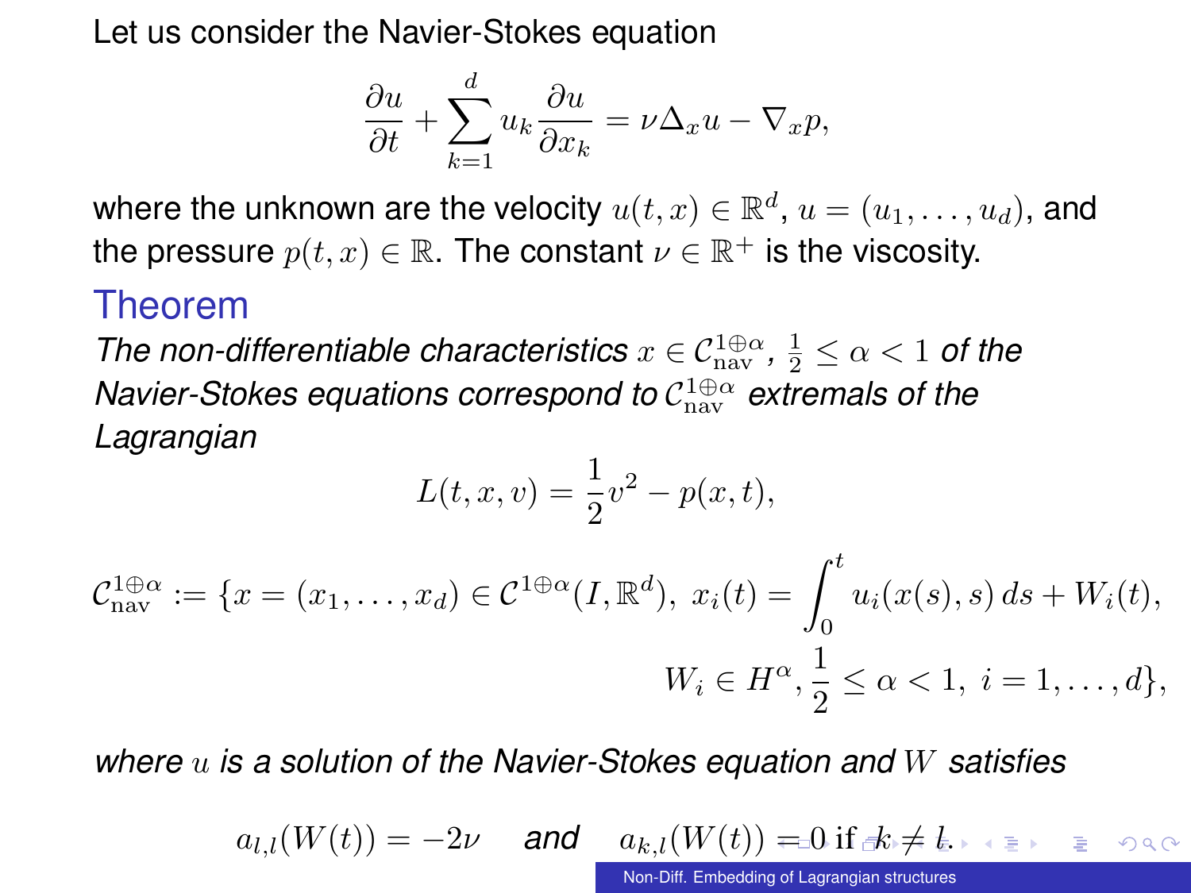Let us consider the Navier-Stokes equation

$$\frac{\partial u}{\partial t} + \sum_{k=1}^{d} u_k \frac{\partial u}{\partial x_k} = \nu \Delta_x u - \nabla_x p,$$

where the unknown are the velocity $u(t,x) \in \mathbb{R}^d$, $u = (u_1, \ldots, u_d)$, and the pressure $p(t,x) \in \mathbb{R}$. The constant $\nu \in \mathbb{R}^+$ is the viscosity.

### Theorem

*The non-differentiable characteristics $x \in \mathcal{C}_{\mathrm{nav}}^{1\oplus\alpha}$, $\frac{1}{2} \leq \alpha < 1$ of the Navier-Stokes equations correspond to $\mathcal{C}_{\mathrm{nav}}^{1\oplus\alpha}$ extremals of the Lagrangian*

$$L(t,x,v) = \frac{1}{2} v^2 - p(x,t),$$

$$\mathcal{C}_{\mathrm{nav}}^{1\oplus\alpha} := \{x = (x_1, \ldots, x_d) \in \mathcal{C}^{1\oplus\alpha}(I, \mathbb{R}^d),\ x_i(t) = \int_0^t u_i(x(s), s)\, ds + W_i(t),$$
$$W_i \in H^\alpha, \frac{1}{2} \leq \alpha < 1,\ i = 1, \ldots, d\},$$

*where $u$ is a solution of the Navier-Stokes equation and $W$ satisfies*

$$a_{l,l}(W(t)) = -2\nu \quad \textit{and} \quad a_{k,l}(W(t)) = 0 \text{ if } k \neq l.$$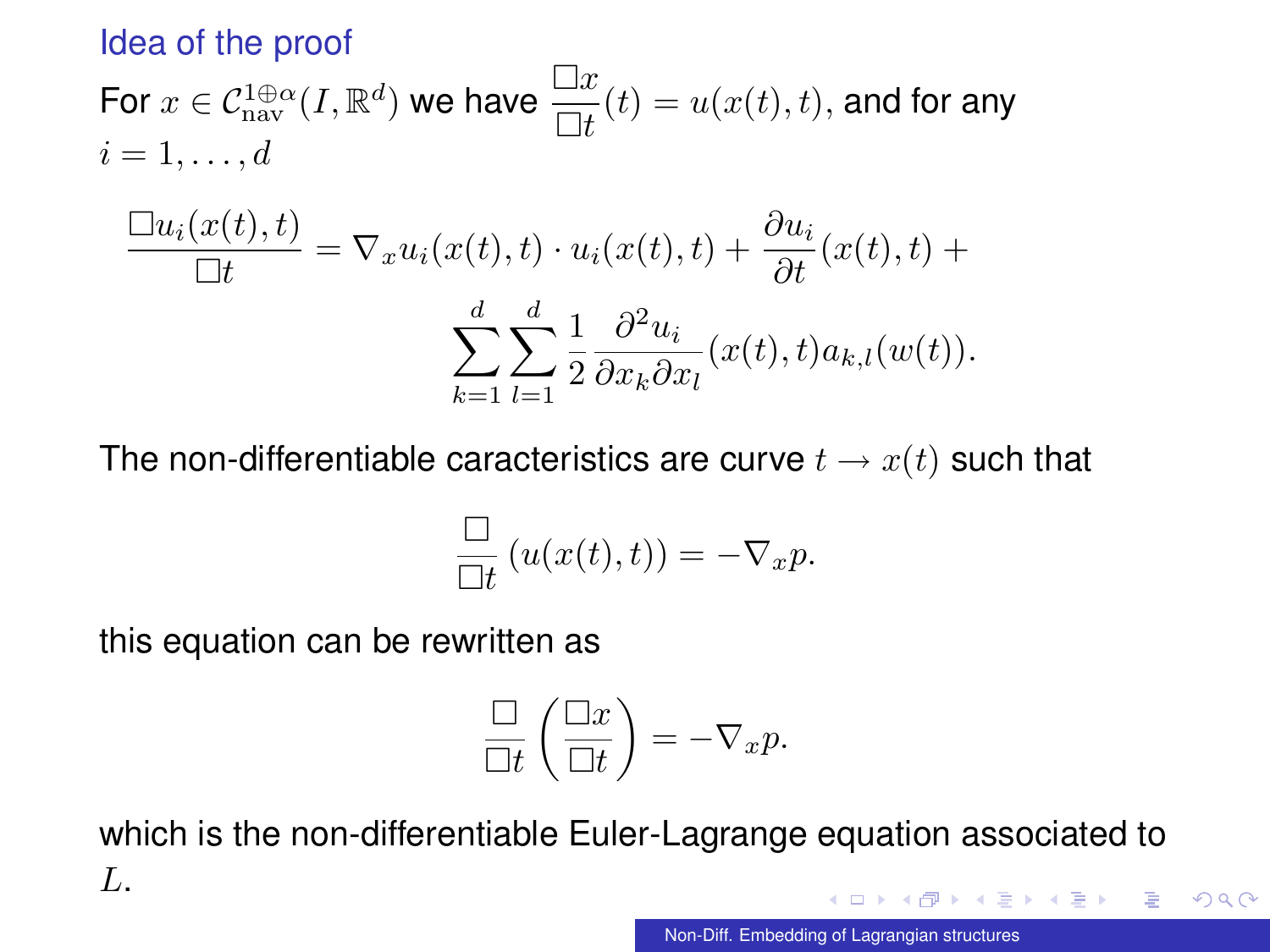## Idea of the proof

For $x \in \mathcal{C}^{1\oplus\alpha}_{\text{nav}}(I, \mathbb{R}^d)$ we have $\frac{\Box x}{\Box t}(t) = u(x(t), t)$, and for any $i = 1, \ldots, d$

$$
\frac{\Box u_i(x(t), t)}{\Box t} = \nabla_x u_i(x(t), t) \cdot u_i(x(t), t) + \frac{\partial u_i}{\partial t}(x(t), t) + \sum_{k=1}^{d} \sum_{l=1}^{d} \frac{1}{2} \frac{\partial^2 u_i}{\partial x_k \partial x_l}(x(t), t) a_{k,l}(w(t)).
$$

The non-differentiable caracteristics are curve $t \to x(t)$ such that

$$
\frac{\Box}{\Box t} \left( u(x(t), t) \right) = -\nabla_x p.
$$

this equation can be rewritten as

$$
\frac{\Box}{\Box t} \left( \frac{\Box x}{\Box t} \right) = -\nabla_x p.
$$

which is the non-differentiable Euler-Lagrange equation associated to $L$.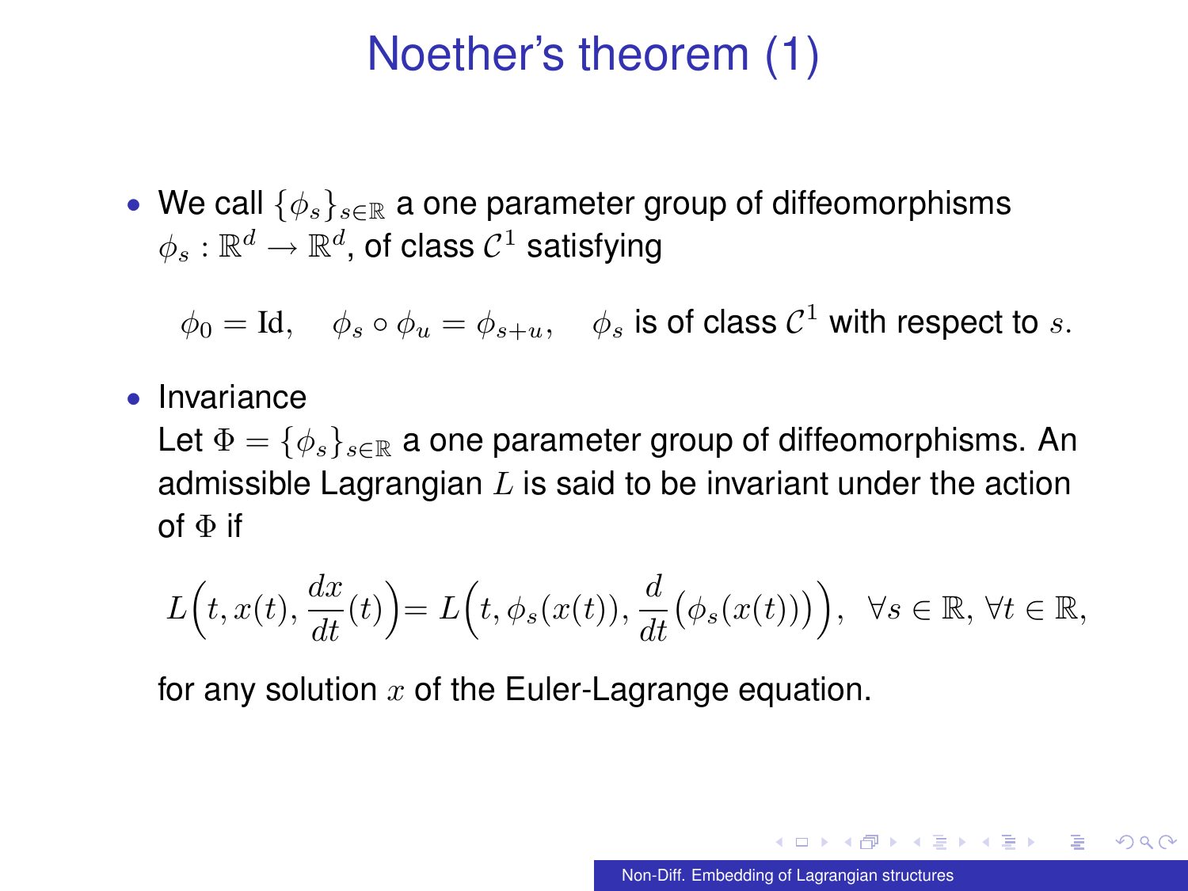# Noether's theorem (1)

- We call $\{\phi_s\}_{s\in\mathbb{R}}$ a one parameter group of diffeomorphisms $\phi_s : \mathbb{R}^d \to \mathbb{R}^d$, of class $\mathcal{C}^1$ satisfying

$$\phi_0 = \mathrm{Id}, \quad \phi_s \circ \phi_u = \phi_{s+u}, \quad \phi_s \text{ is of class } \mathcal{C}^1 \text{ with respect to } s.$$

- Invariance

  Let $\Phi = \{\phi_s\}_{s\in\mathbb{R}}$ a one parameter group of diffeomorphisms. An admissible Lagrangian $L$ is said to be invariant under the action of $\Phi$ if

$$L\Big(t, x(t), \frac{dx}{dt}(t)\Big) = L\Big(t, \phi_s(x(t)), \frac{d}{dt}\big(\phi_s(x(t))\big)\Big), \ \ \forall s \in \mathbb{R}, \, \forall t \in \mathbb{R},$$

  for any solution $x$ of the Euler-Lagrange equation.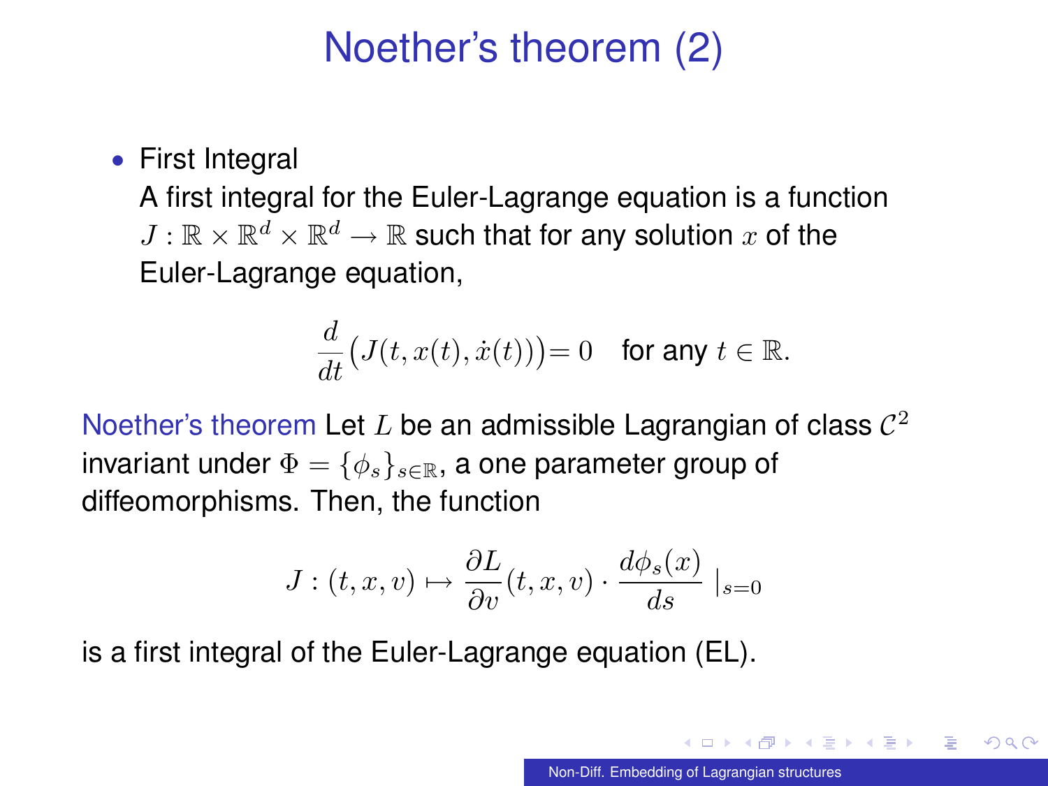# Noether's theorem (2)

- First Integral
  A first integral for the Euler-Lagrange equation is a function $J : \mathbb{R} \times \mathbb{R}^d \times \mathbb{R}^d \to \mathbb{R}$ such that for any solution $x$ of the Euler-Lagrange equation,

$$\frac{d}{dt}\big(J(t, x(t), \dot{x}(t))\big) = 0 \quad \text{for any } t \in \mathbb{R}.$$

Noether's theorem Let $L$ be an admissible Lagrangian of class $\mathcal{C}^2$ invariant under $\Phi = \{\phi_s\}_{s \in \mathbb{R}}$, a one parameter group of diffeomorphisms. Then, the function

$$J : (t, x, v) \mapsto \frac{\partial L}{\partial v}(t, x, v) \cdot \frac{d\phi_s(x)}{ds} \mid_{s=0}$$

is a first integral of the Euler-Lagrange equation (EL).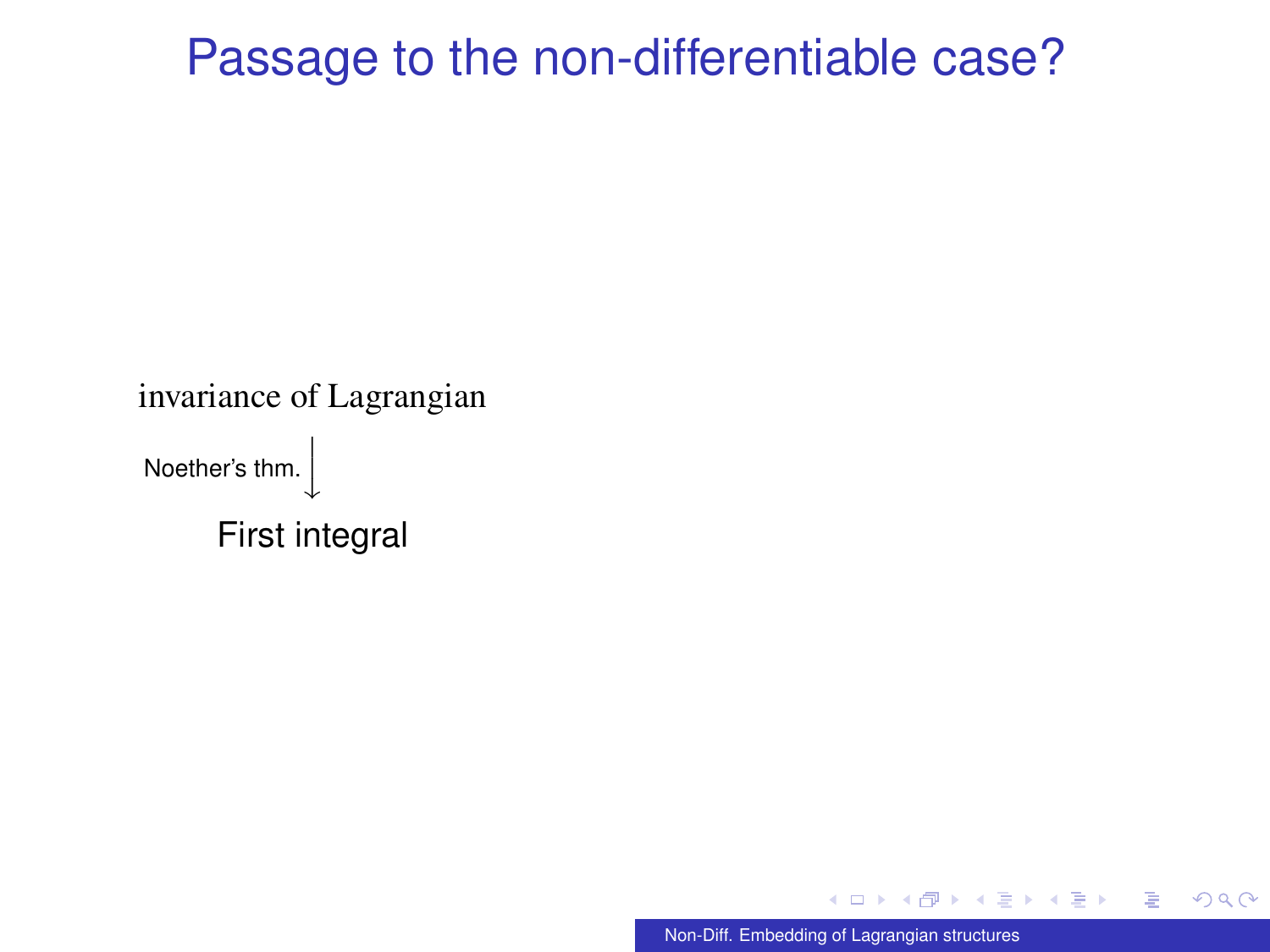# Passage to the non-differentiable case?

invariance of Lagrangian

Noether's thm. $\downarrow$

First integral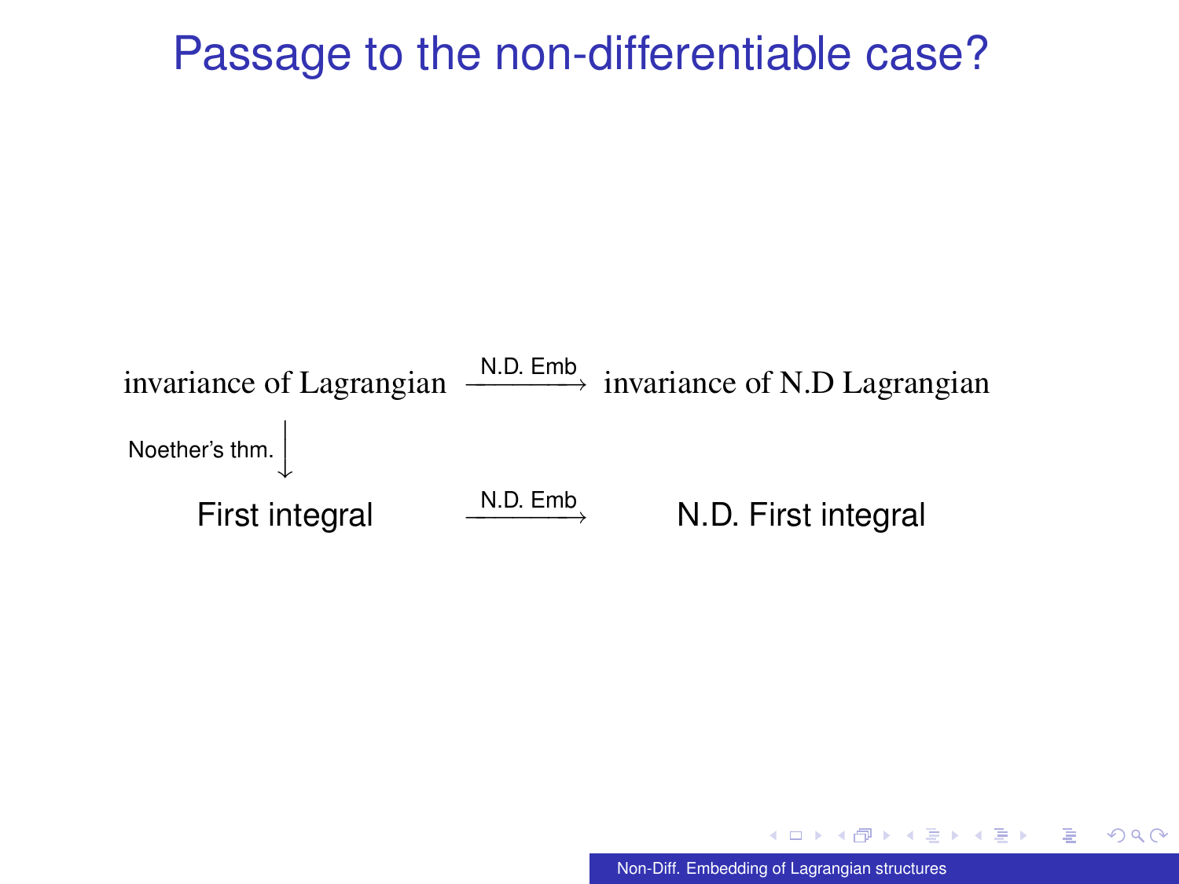# Passage to the non-differentiable case?

$$
\begin{array}{ccc}
\text{invariance of Lagrangian} & \xrightarrow{\text{N.D. Emb}} & \text{invariance of N.D Lagrangian} \\
\Big\downarrow{\scriptstyle \text{Noether's thm.}} & & \\
\text{First integral} & \xrightarrow{\text{N.D. Emb}} & \text{N.D. First integral}
\end{array}
$$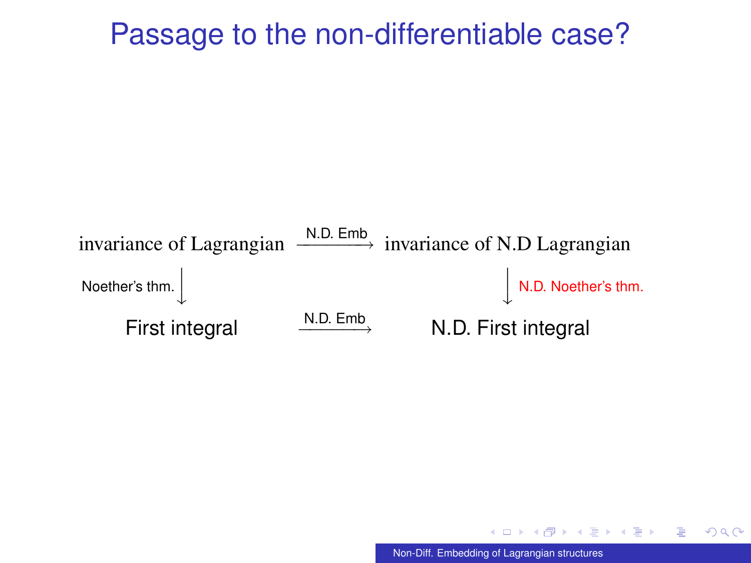# Passage to the non-differentiable case?

$$
\begin{array}{ccc}
\text{invariance of Lagrangian} & \xrightarrow{\text{N.D. Emb}} & \text{invariance of N.D Lagrangian} \\
\text{Noether's thm.}\big\downarrow & & \big\downarrow\text{N.D. Noether's thm.} \\
\text{First integral} & \xrightarrow{\text{N.D. Emb}} & \text{N.D. First integral}
\end{array}
$$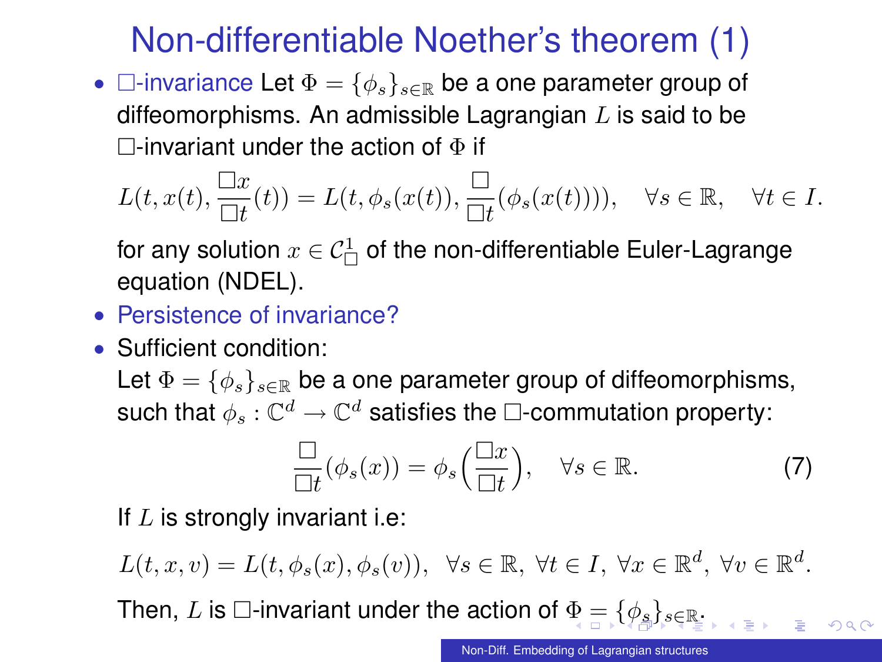# Non-differentiable Noether's theorem (1)

- $\Box$-invariance Let $\Phi = \{\phi_s\}_{s\in\mathbb{R}}$ be a one parameter group of diffeomorphisms. An admissible Lagrangian $L$ is said to be $\Box$-invariant under the action of $\Phi$ if

$$L(t, x(t), \frac{\Box x}{\Box t}(t)) = L(t, \phi_s(x(t)), \frac{\Box}{\Box t}(\phi_s(x(t)))), \quad \forall s \in \mathbb{R}, \quad \forall t \in I.$$

  for any solution $x \in \mathcal{C}^1_\Box$ of the non-differentiable Euler-Lagrange equation (NDEL).

- Persistence of invariance?
- Sufficient condition:

  Let $\Phi = \{\phi_s\}_{s\in\mathbb{R}}$ be a one parameter group of diffeomorphisms, such that $\phi_s : \mathbb{C}^d \to \mathbb{C}^d$ satisfies the $\Box$-commutation property:

$$\frac{\Box}{\Box t}(\phi_s(x)) = \phi_s\Big(\frac{\Box x}{\Box t}\Big), \quad \forall s \in \mathbb{R}. \tag{7}$$

  If $L$ is strongly invariant i.e:

$$L(t, x, v) = L(t, \phi_s(x), \phi_s(v)), \ \ \forall s \in \mathbb{R}, \ \forall t \in I, \ \forall x \in \mathbb{R}^d, \ \forall v \in \mathbb{R}^d.$$

  Then, $L$ is $\Box$-invariant under the action of $\Phi = \{\phi_s\}_{s\in\mathbb{R}}$.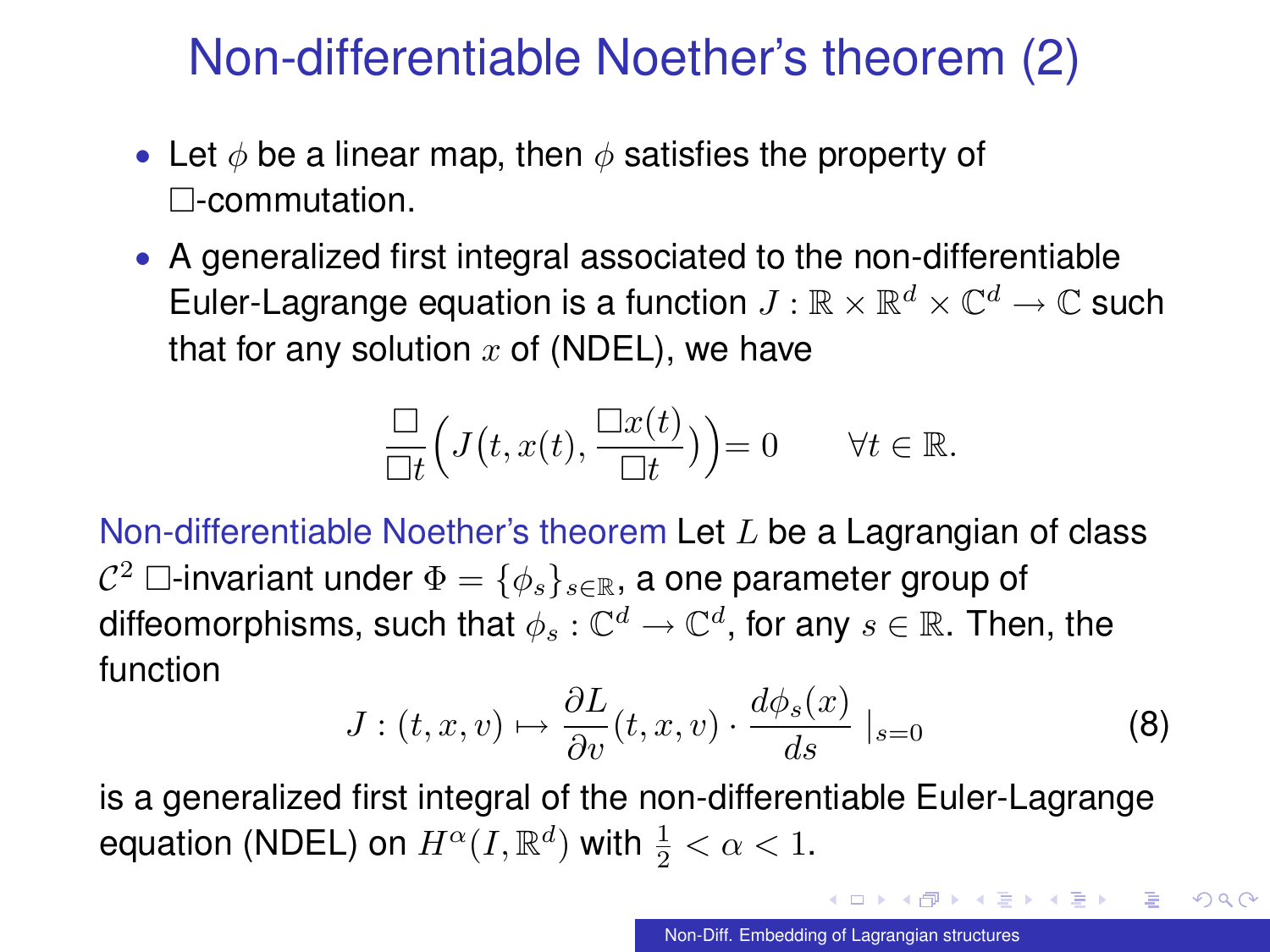# Non-differentiable Noether's theorem (2)

- Let $\phi$ be a linear map, then $\phi$ satisfies the property of $\Box$-commutation.
- A generalized first integral associated to the non-differentiable Euler-Lagrange equation is a function $J : \mathbb{R} \times \mathbb{R}^d \times \mathbb{C}^d \to \mathbb{C}$ such that for any solution $x$ of (NDEL), we have

$$\frac{\Box}{\Box t}\Big(J\big(t, x(t), \frac{\Box x(t)}{\Box t})\Big) = 0 \qquad \forall t \in \mathbb{R}.$$

Non-differentiable Noether's theorem Let $L$ be a Lagrangian of class $\mathcal{C}^2$ $\Box$-invariant under $\Phi = \{\phi_s\}_{s\in\mathbb{R}}$, a one parameter group of diffeomorphisms, such that $\phi_s : \mathbb{C}^d \to \mathbb{C}^d$, for any $s \in \mathbb{R}$. Then, the function

$$J : (t, x, v) \mapsto \frac{\partial L}{\partial v}(t, x, v) \cdot \frac{d\phi_s(x)}{ds} \mid_{s=0} \tag{8}$$

is a generalized first integral of the non-differentiable Euler-Lagrange equation (NDEL) on $H^\alpha(I, \mathbb{R}^d)$ with $\frac{1}{2} < \alpha < 1$.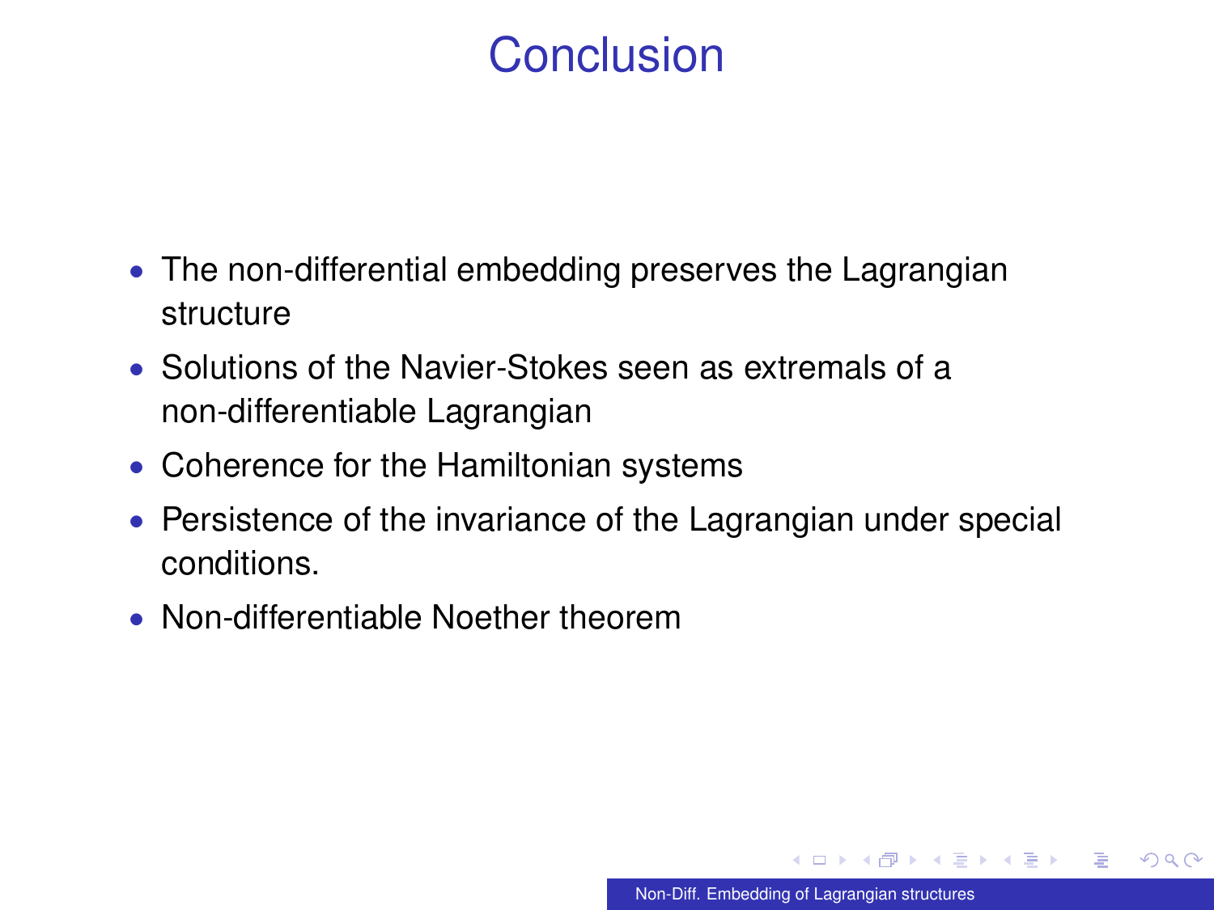# Conclusion

- The non-differential embedding preserves the Lagrangian structure
- Solutions of the Navier-Stokes seen as extremals of a non-differentiable Lagrangian
- Coherence for the Hamiltonian systems
- Persistence of the invariance of the Lagrangian under special conditions.
- Non-differentiable Noether theorem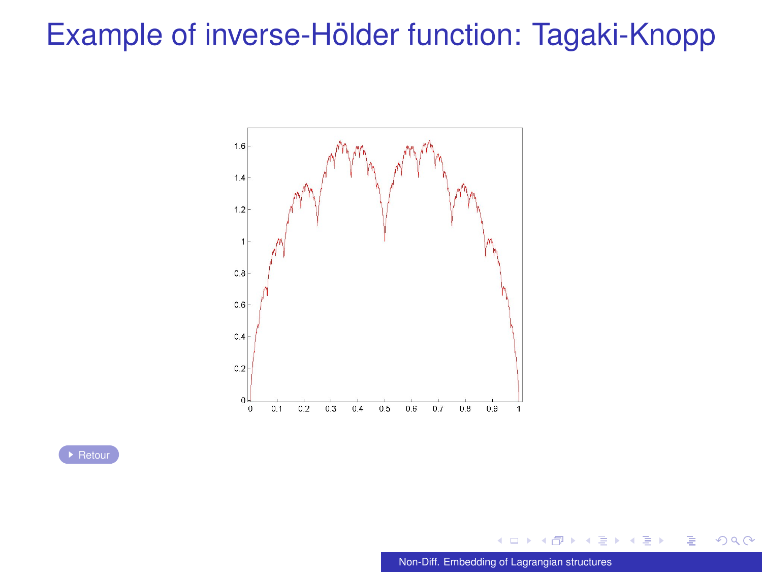# Example of inverse-Hölder function: Tagaki-Knopp

Retour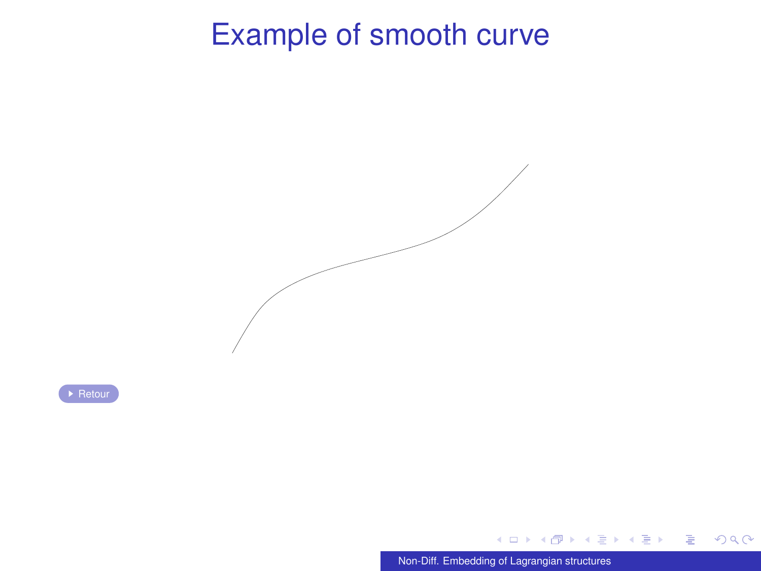# Example of smooth curve

Retour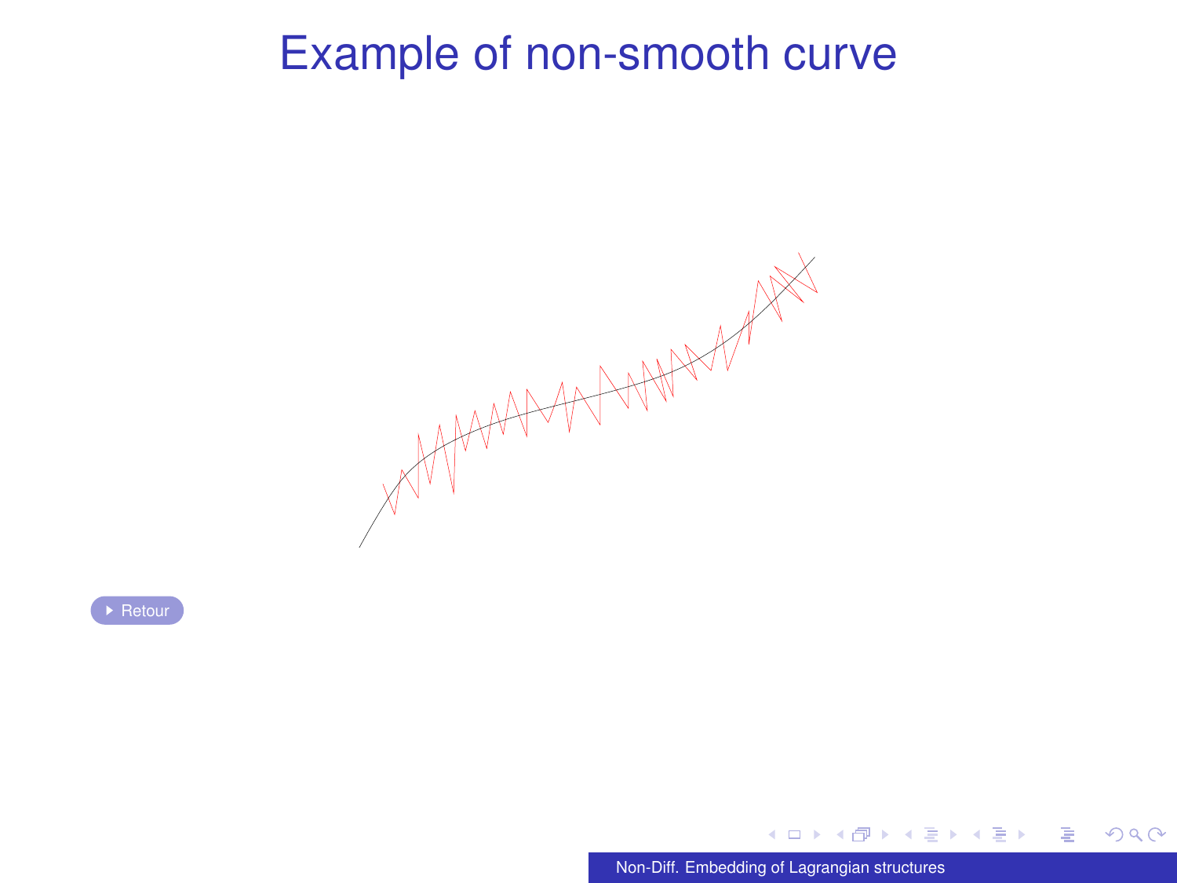# Example of non-smooth curve

Retour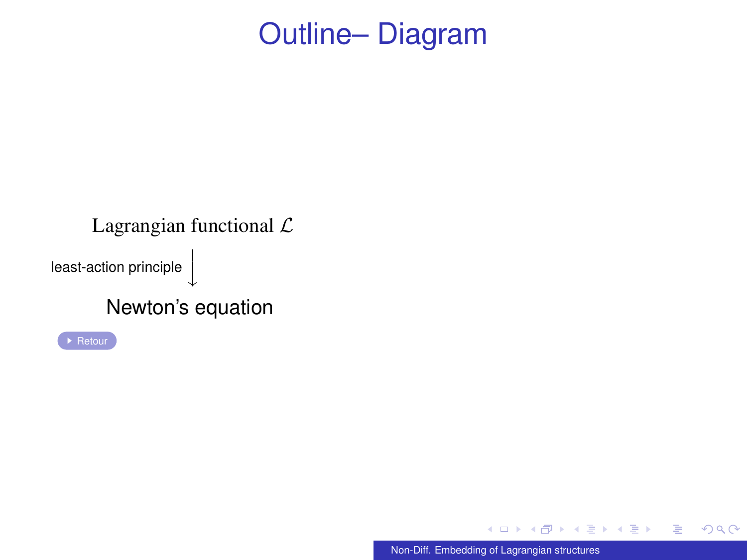# Outline– Diagram

Lagrangian functional $\mathcal{L}$

least-action principle $\downarrow$

Newton's equation

Retour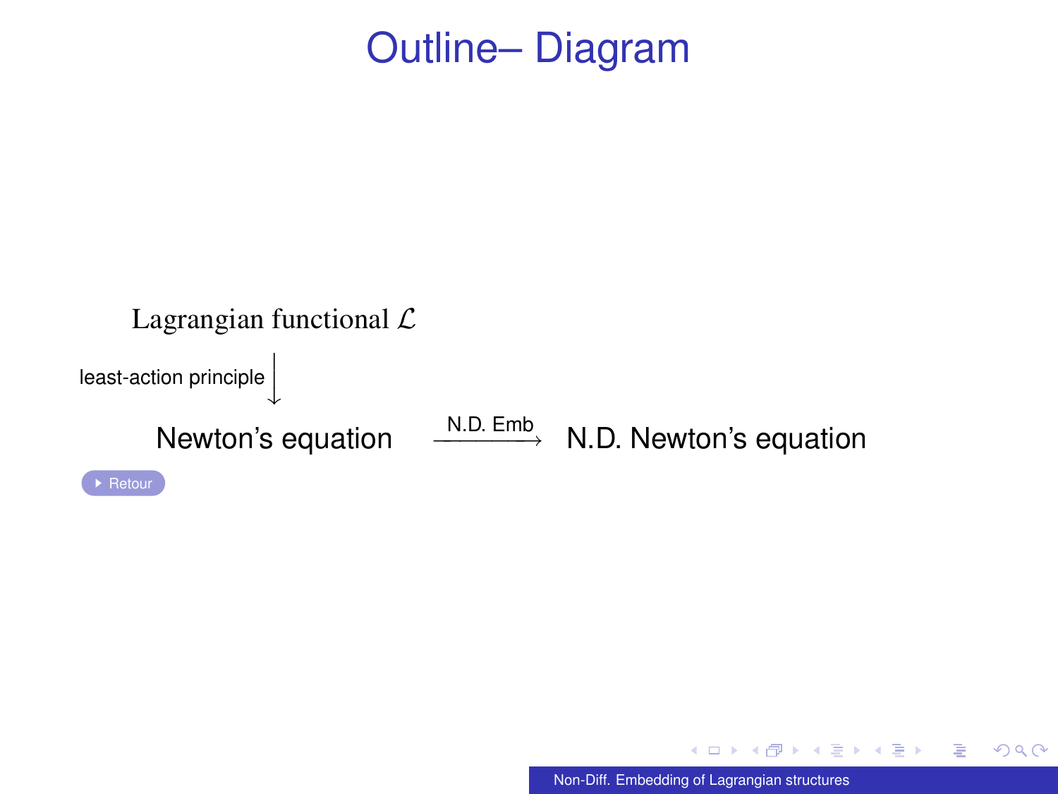# Outline– Diagram

$$
\begin{array}{ccc}
\text{Lagrangian functional } \mathcal{L} & & \\
\text{least-action principle} \big\downarrow & & \\
\text{Newton's equation} & \xrightarrow{\text{N.D. Emb}} & \text{N.D. Newton's equation}
\end{array}
$$

Retour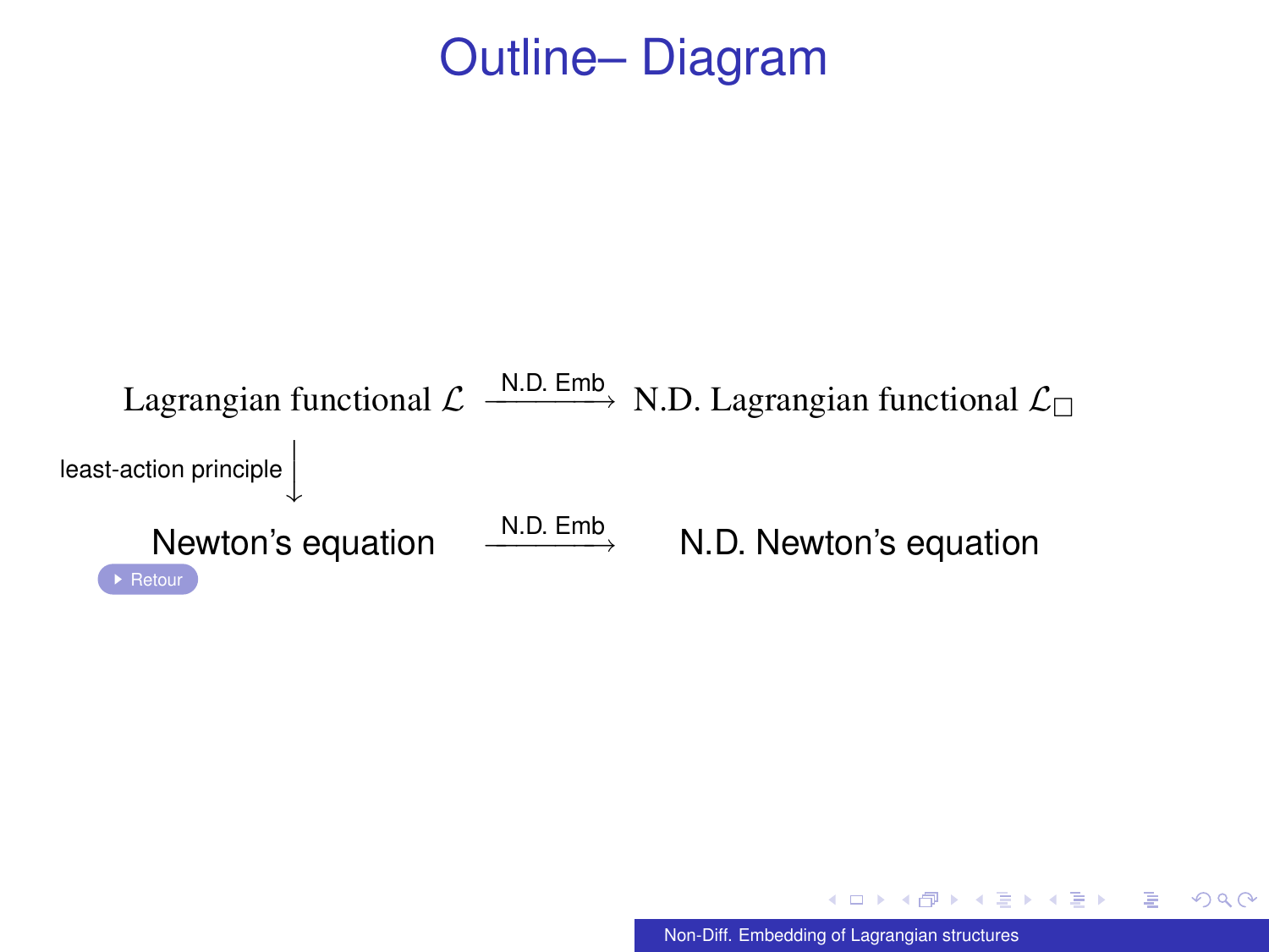# Outline– Diagram

$$
\begin{array}{ccc}
\text{Lagrangian functional } \mathcal{L} & \xrightarrow{\text{N.D. Emb}} & \text{N.D. Lagrangian functional } \mathcal{L}_{\square} \\
\text{least-action principle} \big\downarrow & & \\
\text{Newton's equation} & \xrightarrow{\text{N.D. Emb}} & \text{N.D. Newton's equation}
\end{array}
$$

Retour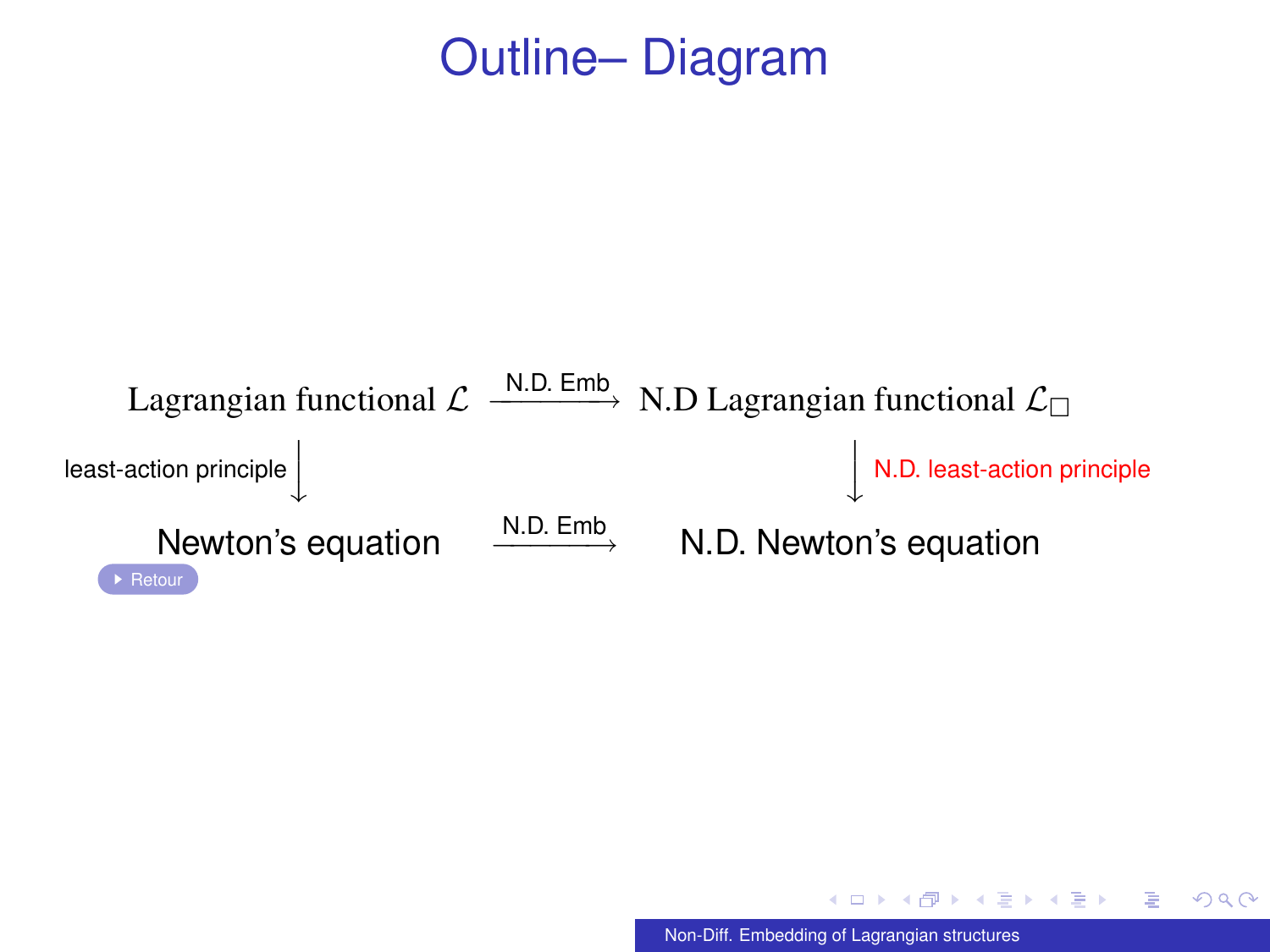# Outline– Diagram

$$
\begin{array}{ccc}
\text{Lagrangian functional } \mathcal{L} & \xrightarrow{\text{N.D. Emb}} & \text{N.D Lagrangian functional } \mathcal{L}_{\Box} \\
\text{least-action principle} \downarrow & & \downarrow \text{N.D. least-action principle} \\
\text{Newton's equation} & \xrightarrow{\text{N.D. Emb}} & \text{N.D. Newton's equation}
\end{array}
$$

Retour